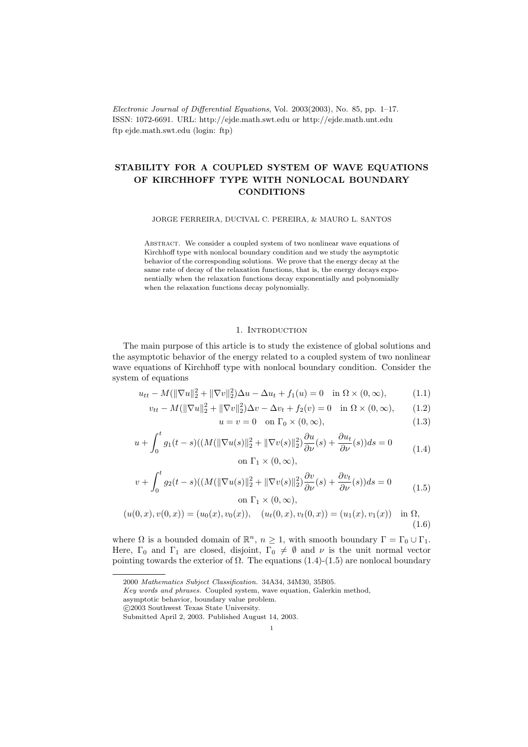*Electronic Journal of Differential Equations*, Vol. 2003(2003), No. 85, pp. 1–17.
ISSN: 1072-6691. URL: http://ejde.math.swt.edu or http://ejde.math.unt.edu
ftp ejde.math.swt.edu (login: ftp)

# STABILITY FOR A COUPLED SYSTEM OF WAVE EQUATIONS OF KIRCHHOFF TYPE WITH NONLOCAL BOUNDARY CONDITIONS

JORGE FERREIRA, DUCIVAL C. PEREIRA, & MAURO L. SANTOS

Abstract. We consider a coupled system of two nonlinear wave equations of Kirchhoff type with nonlocal boundary condition and we study the asymptotic behavior of the corresponding solutions. We prove that the energy decay at the same rate of decay of the relaxation functions, that is, the energy decays exponentially when the relaxation functions decay exponentially and polynomially when the relaxation functions decay polynomially.

## 1. Introduction

The main purpose of this article is to study the existence of global solutions and the asymptotic behavior of the energy related to a coupled system of two nonlinear wave equations of Kirchhoff type with nonlocal boundary condition. Consider the system of equations

$$u_{tt} - M(\|\nabla u\|_2^2 + \|\nabla v\|_2^2)\Delta u - \Delta u_t + f_1(u) = 0 \quad \text{in } \Omega \times (0, \infty), \tag{1.1}$$

$$v_{tt} - M(\|\nabla u\|_2^2 + \|\nabla v\|_2^2)\Delta v - \Delta v_t + f_2(v) = 0 \quad \text{in } \Omega \times (0, \infty), \tag{1.2}$$

$$u = v = 0 \quad \text{on } \Gamma_0 \times (0, \infty), \tag{1.3}$$

$$u + \int_0^t g_1(t-s)((M(\|\nabla u(s)\|_2^2 + \|\nabla v(s)\|_2^2)\frac{\partial u}{\partial \nu}(s) + \frac{\partial u_t}{\partial \nu}(s))ds = 0 \quad \text{on } \Gamma_1 \times (0, \infty), \tag{1.4}$$

$$v + \int_0^t g_2(t-s)((M(\|\nabla u(s)\|_2^2 + \|\nabla v(s)\|_2^2)\frac{\partial v}{\partial \nu}(s) + \frac{\partial v_t}{\partial \nu}(s))ds = 0 \quad \text{on } \Gamma_1 \times (0, \infty), \tag{1.5}$$

$$(u(0,x), v(0,x)) = (u_0(x), v_0(x)), \quad (u_t(0,x), v_t(0,x)) = (u_1(x), v_1(x)) \quad \text{in } \Omega, \tag{1.6}$$

where $\Omega$ is a bounded domain of $\mathbb{R}^n$, $n \geq 1$, with smooth boundary $\Gamma = \Gamma_0 \cup \Gamma_1$. Here, $\Gamma_0$ and $\Gamma_1$ are closed, disjoint, $\Gamma_0 \neq \emptyset$ and $\nu$ is the unit normal vector pointing towards the exterior of $\Omega$. The equations (1.4)-(1.5) are nonlocal boundary

---

2000 *Mathematics Subject Classification.* 34A34, 34M30, 35B05.
*Key words and phrases.* Coupled system, wave equation, Galerkin method, asymptotic behavior, boundary value problem.
©2003 Southwest Texas State University.
Submitted April 2, 2003. Published August 14, 2003.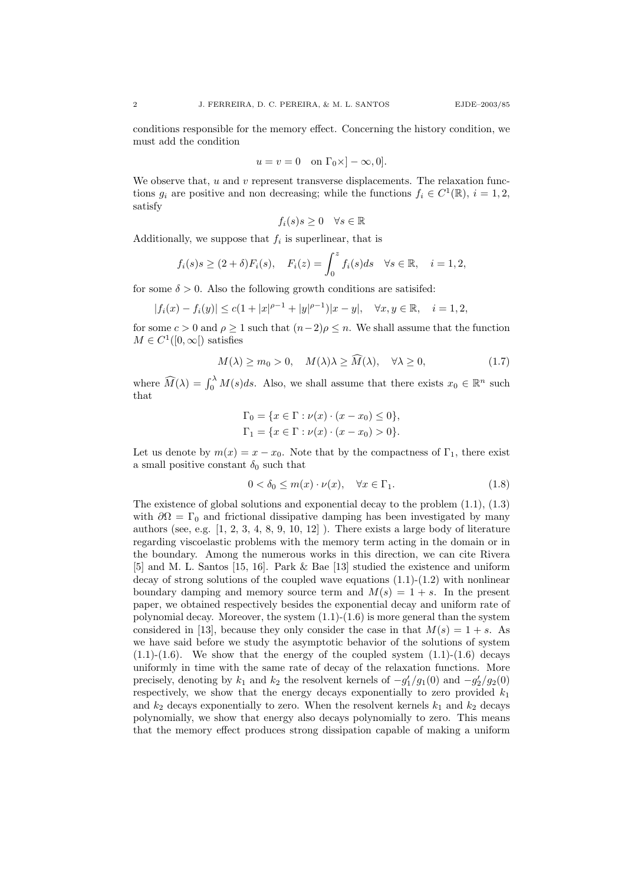conditions responsible for the memory effect. Concerning the history condition, we must add the condition

$$u = v = 0 \quad \text{on } \Gamma_0 \times ]-\infty, 0].$$

We observe that, $u$ and $v$ represent transverse displacements. The relaxation functions $g_i$ are positive and non decreasing; while the functions $f_i \in C^1(\mathbb{R})$, $i = 1, 2$, satisfy

$$f_i(s)s \geq 0 \quad \forall s \in \mathbb{R}$$

Additionally, we suppose that $f_i$ is superlinear, that is

$$f_i(s)s \geq (2+\delta)F_i(s), \quad F_i(z) = \int_0^z f_i(s)ds \quad \forall s \in \mathbb{R}, \quad i = 1, 2,$$

for some $\delta > 0$. Also the following growth conditions are satisifed:

$$|f_i(x) - f_i(y)| \leq c(1 + |x|^{\rho-1} + |y|^{\rho-1})|x - y|, \quad \forall x, y \in \mathbb{R}, \quad i = 1, 2,$$

for some $c > 0$ and $\rho \geq 1$ such that $(n-2)\rho \leq n$. We shall assume that the function $M \in C^1([0, \infty[)$ satisfies

$$M(\lambda) \geq m_0 > 0, \quad M(\lambda)\lambda \geq \widehat{M}(\lambda), \quad \forall \lambda \geq 0, \tag{1.7}$$

where $\widehat{M}(\lambda) = \int_0^\lambda M(s)ds$. Also, we shall assume that there exists $x_0 \in \mathbb{R}^n$ such that

$$\Gamma_0 = \{x \in \Gamma : \nu(x) \cdot (x - x_0) \leq 0\},$$
$$\Gamma_1 = \{x \in \Gamma : \nu(x) \cdot (x - x_0) > 0\}.$$

Let us denote by $m(x) = x - x_0$. Note that by the compactness of $\Gamma_1$, there exist a small positive constant $\delta_0$ such that

$$0 < \delta_0 \leq m(x) \cdot \nu(x), \quad \forall x \in \Gamma_1. \tag{1.8}$$

The existence of global solutions and exponential decay to the problem (1.1), (1.3) with $\partial\Omega = \Gamma_0$ and frictional dissipative damping has been investigated by many authors (see, e.g. [1, 2, 3, 4, 8, 9, 10, 12] ). There exists a large body of literature regarding viscoelastic problems with the memory term acting in the domain or in the boundary. Among the numerous works in this direction, we can cite Rivera [5] and M. L. Santos [15, 16]. Park & Bae [13] studied the existence and uniform decay of strong solutions of the coupled wave equations (1.1)-(1.2) with nonlinear boundary damping and memory source term and $M(s) = 1 + s$. In the present paper, we obtained respectively besides the exponential decay and uniform rate of polynomial decay. Moreover, the system (1.1)-(1.6) is more general than the system considered in [13], because they only consider the case in that $M(s) = 1 + s$. As we have said before we study the asymptotic behavior of the solutions of system (1.1)-(1.6). We show that the energy of the coupled system (1.1)-(1.6) decays uniformly in time with the same rate of decay of the relaxation functions. More precisely, denoting by $k_1$ and $k_2$ the resolvent kernels of $-g_1'/g_1(0)$ and $-g_2'/g_2(0)$ respectively, we show that the energy decays exponentially to zero provided $k_1$ and $k_2$ decays exponentially to zero. When the resolvent kernels $k_1$ and $k_2$ decays polynomially, we show that energy also decays polynomially to zero. This means that the memory effect produces strong dissipation capable of making a uniform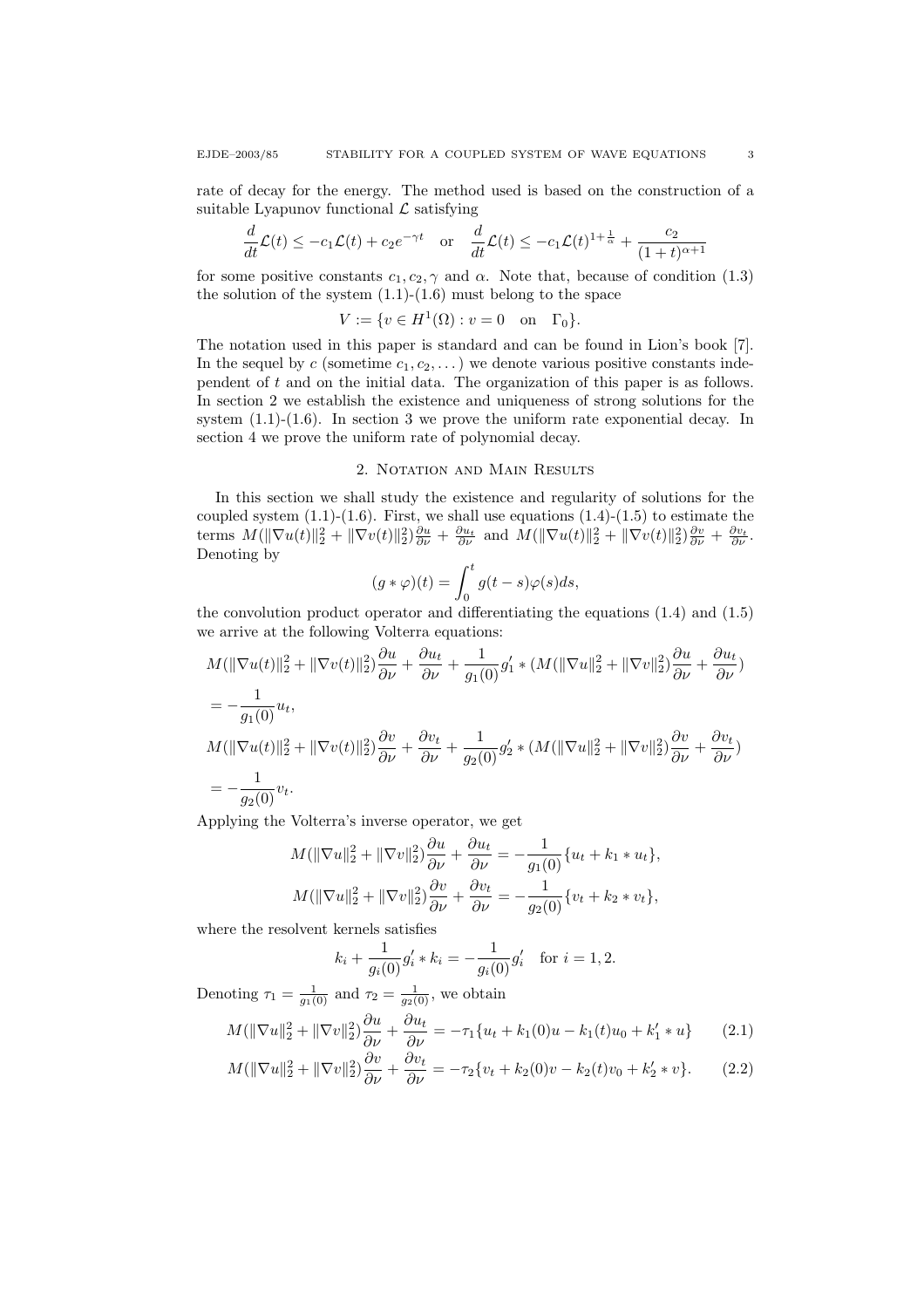rate of decay for the energy. The method used is based on the construction of a suitable Lyapunov functional $\mathcal{L}$ satisfying

$$\frac{d}{dt}\mathcal{L}(t) \le -c_1\mathcal{L}(t) + c_2 e^{-\gamma t} \quad \text{or} \quad \frac{d}{dt}\mathcal{L}(t) \le -c_1\mathcal{L}(t)^{1+\frac{1}{\alpha}} + \frac{c_2}{(1+t)^{\alpha+1}}$$

for some positive constants $c_1, c_2, \gamma$ and $\alpha$. Note that, because of condition (1.3) the solution of the system (1.1)-(1.6) must belong to the space

$$V := \{v \in H^1(\Omega) : v = 0 \quad \text{on} \quad \Gamma_0\}.$$

The notation used in this paper is standard and can be found in Lion's book [7]. In the sequel by $c$ (sometime $c_1, c_2, \dots$) we denote various positive constants independent of $t$ and on the initial data. The organization of this paper is as follows. In section 2 we establish the existence and uniqueness of strong solutions for the system (1.1)-(1.6). In section 3 we prove the uniform rate exponential decay. In section 4 we prove the uniform rate of polynomial decay.

## 2. Notation and Main Results

In this section we shall study the existence and regularity of solutions for the coupled system (1.1)-(1.6). First, we shall use equations (1.4)-(1.5) to estimate the terms $M(\|\nabla u(t)\|_2^2 + \|\nabla v(t)\|_2^2)\frac{\partial u}{\partial \nu} + \frac{\partial u_t}{\partial \nu}$ and $M(\|\nabla u(t)\|_2^2 + \|\nabla v(t)\|_2^2)\frac{\partial v}{\partial \nu} + \frac{\partial v_t}{\partial \nu}$. Denoting by

$$(g * \varphi)(t) = \int_0^t g(t-s)\varphi(s)ds,$$

the convolution product operator and differentiating the equations (1.4) and (1.5) we arrive at the following Volterra equations:

$$\begin{aligned}
&M(\|\nabla u(t)\|_2^2 + \|\nabla v(t)\|_2^2)\frac{\partial u}{\partial \nu} + \frac{\partial u_t}{\partial \nu} + \frac{1}{g_1(0)}g_1' * (M(\|\nabla u\|_2^2 + \|\nabla v\|_2^2)\frac{\partial u}{\partial \nu} + \frac{\partial u_t}{\partial \nu}) \\
&= -\frac{1}{g_1(0)}u_t, \\
&M(\|\nabla u(t)\|_2^2 + \|\nabla v(t)\|_2^2)\frac{\partial v}{\partial \nu} + \frac{\partial v_t}{\partial \nu} + \frac{1}{g_2(0)}g_2' * (M(\|\nabla u\|_2^2 + \|\nabla v\|_2^2)\frac{\partial v}{\partial \nu} + \frac{\partial v_t}{\partial \nu}) \\
&= -\frac{1}{g_2(0)}v_t.
\end{aligned}$$

Applying the Volterra's inverse operator, we get

$$M(\|\nabla u\|_2^2 + \|\nabla v\|_2^2)\frac{\partial u}{\partial \nu} + \frac{\partial u_t}{\partial \nu} = -\frac{1}{g_1(0)}\{u_t + k_1 * u_t\},$$

$$M(\|\nabla u\|_2^2 + \|\nabla v\|_2^2)\frac{\partial v}{\partial \nu} + \frac{\partial v_t}{\partial \nu} = -\frac{1}{g_2(0)}\{v_t + k_2 * v_t\},$$

where the resolvent kernels satisfies

$$k_i + \frac{1}{g_i(0)}g_i' * k_i = -\frac{1}{g_i(0)}g_i' \quad \text{for } i = 1, 2.$$

Denoting $\tau_1 = \frac{1}{g_1(0)}$ and $\tau_2 = \frac{1}{g_2(0)}$, we obtain

$$M(\|\nabla u\|_2^2 + \|\nabla v\|_2^2)\frac{\partial u}{\partial \nu} + \frac{\partial u_t}{\partial \nu} = -\tau_1\{u_t + k_1(0)u - k_1(t)u_0 + k_1' * u\} \tag{2.1}$$

$$M(\|\nabla u\|_2^2 + \|\nabla v\|_2^2)\frac{\partial v}{\partial \nu} + \frac{\partial v_t}{\partial \nu} = -\tau_2\{v_t + k_2(0)v - k_2(t)v_0 + k_2' * v\}. \tag{2.2}$$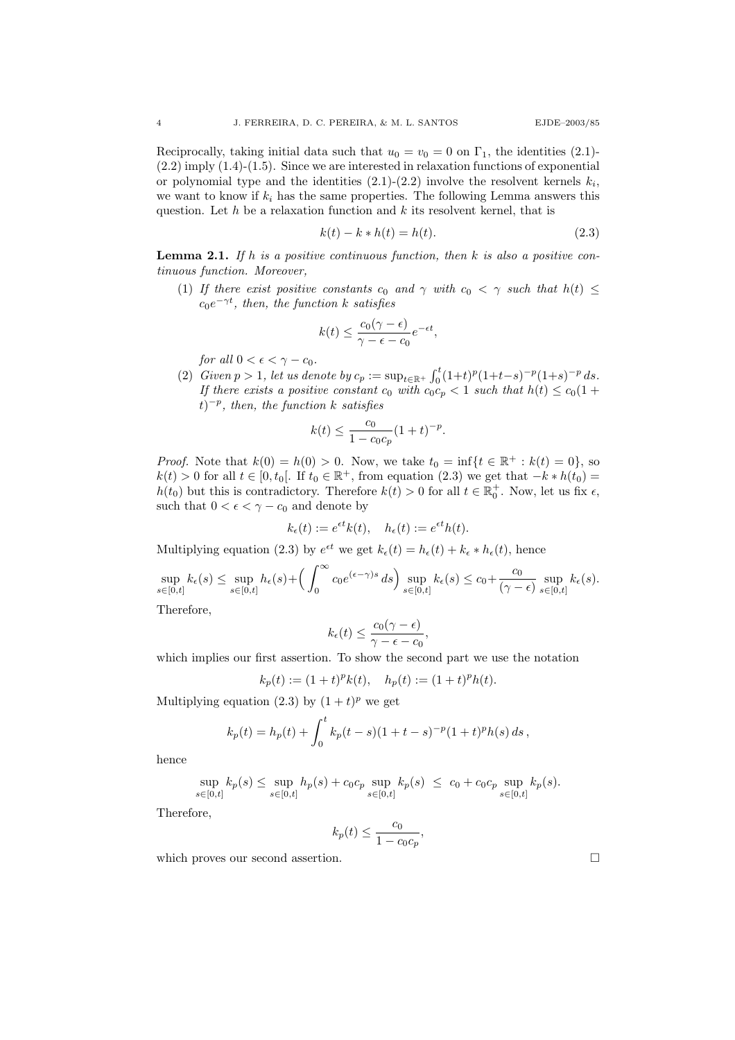Reciprocally, taking initial data such that $u_0 = v_0 = 0$ on $\Gamma_1$, the identities (2.1)-(2.2) imply (1.4)-(1.5). Since we are interested in relaxation functions of exponential or polynomial type and the identities (2.1)-(2.2) involve the resolvent kernels $k_i$, we want to know if $k_i$ has the same properties. The following Lemma answers this question. Let $h$ be a relaxation function and $k$ its resolvent kernel, that is

$$k(t) - k * h(t) = h(t). \tag{2.3}$$

**Lemma 2.1.** *If $h$ is a positive continuous function, then $k$ is also a positive continuous function. Moreover,*

(1) *If there exist positive constants $c_0$ and $\gamma$ with $c_0 < \gamma$ such that $h(t) \leq c_0 e^{-\gamma t}$, then, the function $k$ satisfies*

$$k(t) \leq \frac{c_0(\gamma - \epsilon)}{\gamma - \epsilon - c_0} e^{-\epsilon t},$$

*for all $0 < \epsilon < \gamma - c_0$.*

(2) *Given $p > 1$, let us denote by $c_p := \sup_{t \in \mathbb{R}^+} \int_0^t (1+t)^p (1+t-s)^{-p} (1+s)^{-p}\, ds$. If there exists a positive constant $c_0$ with $c_0 c_p < 1$ such that $h(t) \leq c_0(1+t)^{-p}$, then, the function $k$ satisfies*

$$k(t) \leq \frac{c_0}{1 - c_0 c_p}(1+t)^{-p}.$$

*Proof.* Note that $k(0) = h(0) > 0$. Now, we take $t_0 = \inf\{t \in \mathbb{R}^+ : k(t) = 0\}$, so $k(t) > 0$ for all $t \in [0, t_0[$. If $t_0 \in \mathbb{R}^+$, from equation (2.3) we get that $-k * h(t_0) = h(t_0)$ but this is contradictory. Therefore $k(t) > 0$ for all $t \in \mathbb{R}_0^+$. Now, let us fix $\epsilon$, such that $0 < \epsilon < \gamma - c_0$ and denote by

$$k_\epsilon(t) := e^{\epsilon t} k(t), \quad h_\epsilon(t) := e^{\epsilon t} h(t).$$

Multiplying equation (2.3) by $e^{\epsilon t}$ we get $k_\epsilon(t) = h_\epsilon(t) + k_\epsilon * h_\epsilon(t)$, hence

$$\sup_{s \in [0,t]} k_\epsilon(s) \leq \sup_{s \in [0,t]} h_\epsilon(s) + \Big( \int_0^\infty c_0 e^{(\epsilon - \gamma)s}\, ds \Big) \sup_{s \in [0,t]} k_\epsilon(s) \leq c_0 + \frac{c_0}{(\gamma - \epsilon)} \sup_{s \in [0,t]} k_\epsilon(s).$$

Therefore,

$$k_\epsilon(t) \leq \frac{c_0(\gamma - \epsilon)}{\gamma - \epsilon - c_0},$$

which implies our first assertion. To show the second part we use the notation

$$k_p(t) := (1+t)^p k(t), \quad h_p(t) := (1+t)^p h(t).$$

Multiplying equation (2.3) by $(1+t)^p$ we get

$$k_p(t) = h_p(t) + \int_0^t k_p(t-s)(1+t-s)^{-p}(1+t)^p h(s)\, ds\,,$$

hence

$$\sup_{s \in [0,t]} k_p(s) \leq \sup_{s \in [0,t]} h_p(s) + c_0 c_p \sup_{s \in [0,t]} k_p(s) \ \leq\ c_0 + c_0 c_p \sup_{s \in [0,t]} k_p(s).$$

Therefore,

$$k_p(t) \leq \frac{c_0}{1 - c_0 c_p},$$

which proves our second assertion. $\square$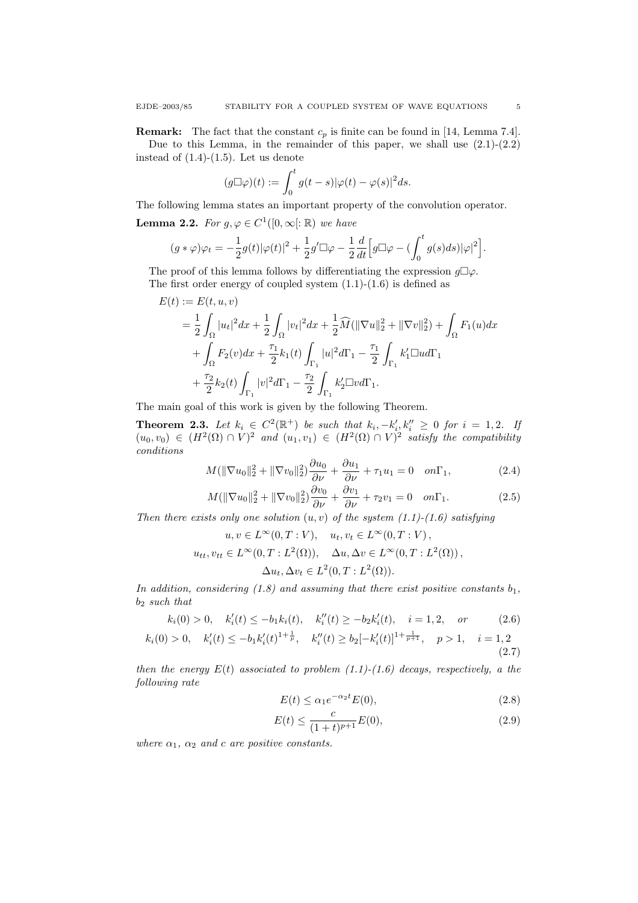**Remark:** The fact that the constant $c_p$ is finite can be found in [14, Lemma 7.4].

Due to this Lemma, in the remainder of this paper, we shall use (2.1)-(2.2) instead of (1.4)-(1.5). Let us denote

$$(g\Box\varphi)(t) := \int_0^t g(t-s)|\varphi(t)-\varphi(s)|^2 ds.$$

The following lemma states an important property of the convolution operator.

**Lemma 2.2.** *For $g, \varphi \in C^1([0,\infty[: \mathbb{R})$ we have*

$$(g*\varphi)\varphi_t = -\frac{1}{2}g(t)|\varphi(t)|^2 + \frac{1}{2}g'\Box\varphi - \frac{1}{2}\frac{d}{dt}\Big[g\Box\varphi - \big(\int_0^t g(s)ds\big)|\varphi|^2\Big].$$

The proof of this lemma follows by differentiating the expression $g\Box\varphi$.

The first order energy of coupled system (1.1)-(1.6) is defined as

$$\begin{aligned}
E(t) &:= E(t,u,v) \\
&= \frac{1}{2}\int_\Omega |u_t|^2 dx + \frac{1}{2}\int_\Omega |v_t|^2 dx + \frac{1}{2}\widehat{M}(\|\nabla u\|_2^2 + \|\nabla v\|_2^2) + \int_\Omega F_1(u)dx \\
&\quad + \int_\Omega F_2(v)dx + \frac{\tau_1}{2}k_1(t)\int_{\Gamma_1}|u|^2 d\Gamma_1 - \frac{\tau_1}{2}\int_{\Gamma_1} k_1'\Box u d\Gamma_1 \\
&\quad + \frac{\tau_2}{2}k_2(t)\int_{\Gamma_1}|v|^2 d\Gamma_1 - \frac{\tau_2}{2}\int_{\Gamma_1} k_2'\Box v d\Gamma_1.
\end{aligned}$$

The main goal of this work is given by the following Theorem.

**Theorem 2.3.** *Let $k_i \in C^2(\mathbb{R}^+)$ be such that $k_i, -k_i', k_i'' \geq 0$ for $i = 1,2$. If $(u_0, v_0) \in (H^2(\Omega)\cap V)^2$ and $(u_1, v_1) \in (H^2(\Omega)\cap V)^2$ satisfy the compatibility conditions*

$$M(\|\nabla u_0\|_2^2 + \|\nabla v_0\|_2^2)\frac{\partial u_0}{\partial \nu} + \frac{\partial u_1}{\partial \nu} + \tau_1 u_1 = 0 \quad on \Gamma_1, \tag{2.4}$$

$$M(\|\nabla u_0\|_2^2 + \|\nabla v_0\|_2^2)\frac{\partial v_0}{\partial \nu} + \frac{\partial v_1}{\partial \nu} + \tau_2 v_1 = 0 \quad on \Gamma_1. \tag{2.5}$$

*Then there exists only one solution $(u,v)$ of the system (1.1)-(1.6) satisfying*

$$\begin{gathered}
u, v \in L^\infty(0,T:V), \quad u_t, v_t \in L^\infty(0,T:V), \\
u_{tt}, v_{tt} \in L^\infty(0,T:L^2(\Omega)), \quad \Delta u, \Delta v \in L^\infty(0,T:L^2(\Omega)), \\
\Delta u_t, \Delta v_t \in L^2(0,T:L^2(\Omega)).
\end{gathered}$$

*In addition, considering (1.8) and assuming that there exist positive constants $b_1$, $b_2$ such that*

$$k_i(0) > 0, \quad k_i'(t) \leq -b_1 k_i(t), \quad k_i''(t) \geq -b_2 k_i'(t), \quad i = 1,2, \quad or \tag{2.6}$$

$$k_i(0) > 0, \quad k_i'(t) \leq -b_1 k_i'(t)^{1+\frac{1}{p}}, \quad k_i''(t) \geq b_2[-k_i'(t)]^{1+\frac{1}{p+1}}, \quad p > 1, \quad i = 1,2 \tag{2.7}$$

*then the energy $E(t)$ associated to problem (1.1)-(1.6) decays, respectively, a the following rate*

$$E(t) \leq \alpha_1 e^{-\alpha_2 t}E(0), \tag{2.8}$$

$$E(t) \leq \frac{c}{(1+t)^{p+1}}E(0), \tag{2.9}$$

*where $\alpha_1$, $\alpha_2$ and $c$ are positive constants.*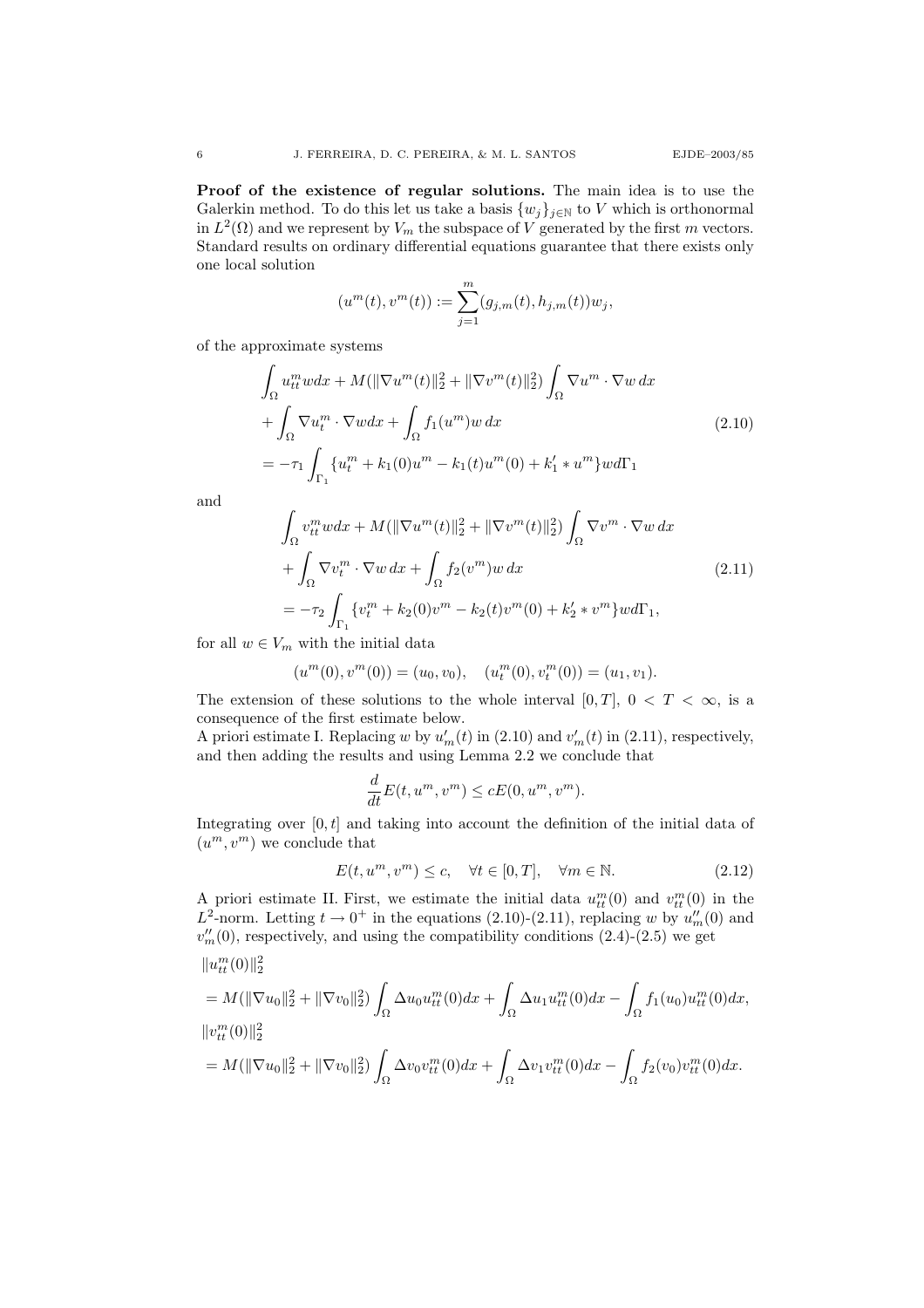**Proof of the existence of regular solutions.** The main idea is to use the Galerkin method. To do this let us take a basis $\{w_j\}_{j\in\mathbb{N}}$ to $V$ which is orthonormal in $L^2(\Omega)$ and we represent by $V_m$ the subspace of $V$ generated by the first $m$ vectors. Standard results on ordinary differential equations guarantee that there exists only one local solution

$$(u^m(t), v^m(t)) := \sum_{j=1}^{m} (g_{j,m}(t), h_{j,m}(t)) w_j,$$

of the approximate systems

$$\begin{aligned}
&\int_\Omega u^m_{tt} w dx + M(\|\nabla u^m(t)\|_2^2 + \|\nabla v^m(t)\|_2^2) \int_\Omega \nabla u^m \cdot \nabla w \, dx \\
&+ \int_\Omega \nabla u^m_t \cdot \nabla w dx + \int_\Omega f_1(u^m) w \, dx \\
&= -\tau_1 \int_{\Gamma_1} \{u^m_t + k_1(0) u^m - k_1(t) u^m(0) + k_1' * u^m\} w d\Gamma_1
\end{aligned} \tag{2.10}$$

and

$$\begin{aligned}
&\int_\Omega v^m_{tt} w dx + M(\|\nabla u^m(t)\|_2^2 + \|\nabla v^m(t)\|_2^2) \int_\Omega \nabla v^m \cdot \nabla w \, dx \\
&+ \int_\Omega \nabla v^m_t \cdot \nabla w \, dx + \int_\Omega f_2(v^m) w \, dx \\
&= -\tau_2 \int_{\Gamma_1} \{v^m_t + k_2(0) v^m - k_2(t) v^m(0) + k_2' * v^m\} w d\Gamma_1,
\end{aligned} \tag{2.11}$$

for all $w \in V_m$ with the initial data

$$(u^m(0), v^m(0)) = (u_0, v_0), \quad (u^m_t(0), v^m_t(0)) = (u_1, v_1).$$

The extension of these solutions to the whole interval $[0, T]$, $0 < T < \infty$, is a consequence of the first estimate below.

A priori estimate I. Replacing $w$ by $u'_m(t)$ in (2.10) and $v'_m(t)$ in (2.11), respectively, and then adding the results and using Lemma 2.2 we conclude that

$$\frac{d}{dt} E(t, u^m, v^m) \le c E(0, u^m, v^m).$$

Integrating over $[0, t]$ and taking into account the definition of the initial data of $(u^m, v^m)$ we conclude that

$$E(t, u^m, v^m) \le c, \quad \forall t \in [0, T], \quad \forall m \in \mathbb{N}. \tag{2.12}$$

A priori estimate II. First, we estimate the initial data $u^m_{tt}(0)$ and $v^m_{tt}(0)$ in the $L^2$-norm. Letting $t \to 0^+$ in the equations (2.10)-(2.11), replacing $w$ by $u''_m(0)$ and $v''_m(0)$, respectively, and using the compatibility conditions (2.4)-(2.5) we get

$$\begin{aligned}
&\|u^m_{tt}(0)\|_2^2 \\
&= M(\|\nabla u_0\|_2^2 + \|\nabla v_0\|_2^2) \int_\Omega \Delta u_0 u^m_{tt}(0) dx + \int_\Omega \Delta u_1 u^m_{tt}(0) dx - \int_\Omega f_1(u_0) u^m_{tt}(0) dx, \\
&\|v^m_{tt}(0)\|_2^2 \\
&= M(\|\nabla u_0\|_2^2 + \|\nabla v_0\|_2^2) \int_\Omega \Delta v_0 v^m_{tt}(0) dx + \int_\Omega \Delta v_1 v^m_{tt}(0) dx - \int_\Omega f_2(v_0) v^m_{tt}(0) dx.
\end{aligned}$$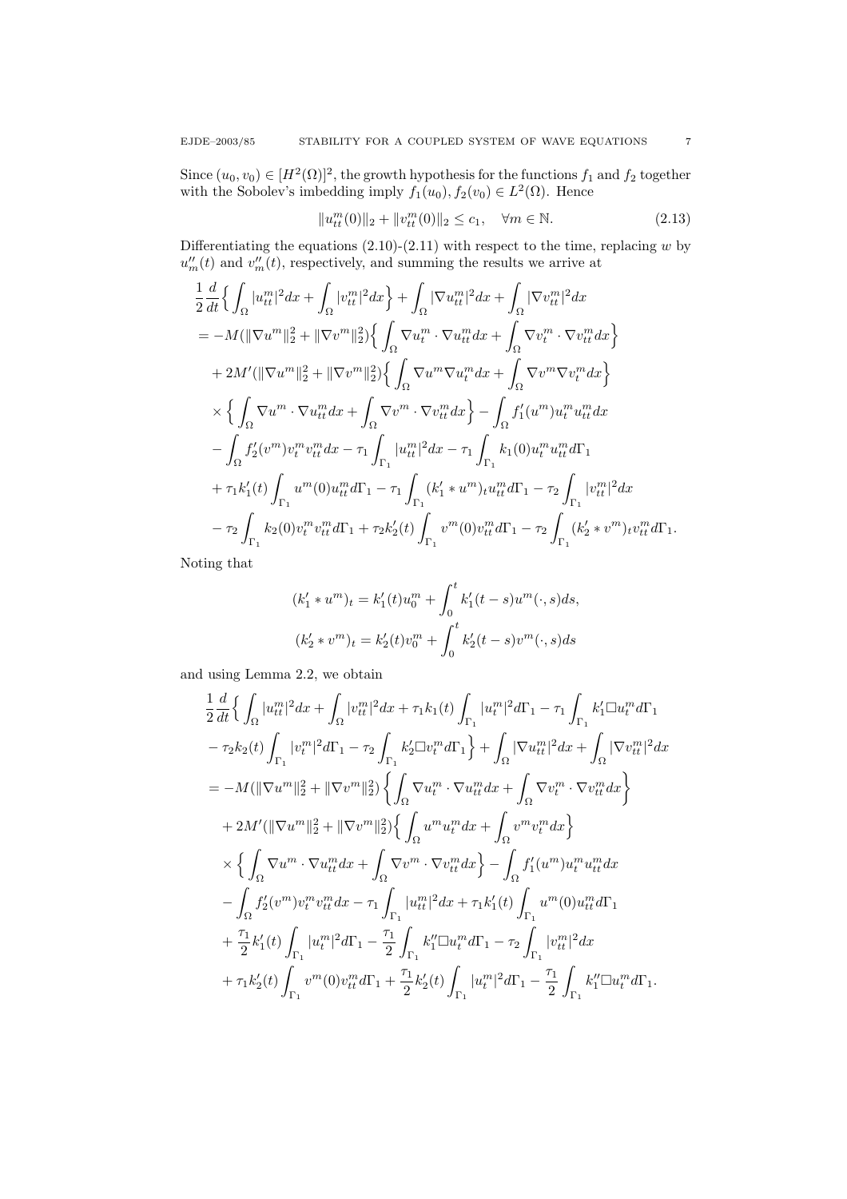Since $(u_0, v_0) \in [H^2(\Omega)]^2$, the growth hypothesis for the functions $f_1$ and $f_2$ together with the Sobolev's imbedding imply $f_1(u_0), f_2(v_0) \in L^2(\Omega)$. Hence

$$
\|u_{tt}^m(0)\|_2 + \|v_{tt}^m(0)\|_2 \le c_1, \quad \forall m \in \mathbb{N}. \tag{2.13}
$$

Differentiating the equations (2.10)-(2.11) with respect to the time, replacing $w$ by $u_m''(t)$ and $v_m''(t)$, respectively, and summing the results we arrive at

$$
\begin{aligned}
&\frac{1}{2}\frac{d}{dt}\Big\{ \int_\Omega |u_{tt}^m|^2 dx + \int_\Omega |v_{tt}^m|^2 dx \Big\} + \int_\Omega |\nabla u_{tt}^m|^2 dx + \int_\Omega |\nabla v_{tt}^m|^2 dx \\
&= -M(\|\nabla u^m\|_2^2 + \|\nabla v^m\|_2^2)\Big\{ \int_\Omega \nabla u_t^m \cdot \nabla u_{tt}^m dx + \int_\Omega \nabla v_t^m \cdot \nabla v_{tt}^m dx \Big\} \\
&\quad + 2M'(\|\nabla u^m\|_2^2 + \|\nabla v^m\|_2^2)\Big\{ \int_\Omega \nabla u^m \nabla u_t^m dx + \int_\Omega \nabla v^m \nabla v_t^m dx \Big\} \\
&\quad \times \Big\{ \int_\Omega \nabla u^m \cdot \nabla u_{tt}^m dx + \int_\Omega \nabla v^m \cdot \nabla v_{tt}^m dx \Big\} - \int_\Omega f_1'(u^m) u_t^m u_{tt}^m dx \\
&\quad - \int_\Omega f_2'(v^m) v_t^m v_{tt}^m dx - \tau_1 \int_{\Gamma_1} |u_{tt}^m|^2 dx - \tau_1 \int_{\Gamma_1} k_1(0) u_t^m u_{tt}^m d\Gamma_1 \\
&\quad + \tau_1 k_1'(t) \int_{\Gamma_1} u^m(0) u_{tt}^m d\Gamma_1 - \tau_1 \int_{\Gamma_1} (k_1' * u^m)_t u_{tt}^m d\Gamma_1 - \tau_2 \int_{\Gamma_1} |v_{tt}^m|^2 dx \\
&\quad - \tau_2 \int_{\Gamma_1} k_2(0) v_t^m v_{tt}^m d\Gamma_1 + \tau_2 k_2'(t) \int_{\Gamma_1} v^m(0) v_{tt}^m d\Gamma_1 - \tau_2 \int_{\Gamma_1} (k_2' * v^m)_t v_{tt}^m d\Gamma_1.
\end{aligned}
$$

Noting that

$$
\begin{aligned}
(k_1' * u^m)_t &= k_1'(t) u_0^m + \int_0^t k_1'(t-s) u^m(\cdot, s) ds, \\
(k_2' * v^m)_t &= k_2'(t) v_0^m + \int_0^t k_2'(t-s) v^m(\cdot, s) ds
\end{aligned}
$$

and using Lemma 2.2, we obtain

$$
\begin{aligned}
&\frac{1}{2}\frac{d}{dt}\Big\{ \int_\Omega |u_{tt}^m|^2 dx + \int_\Omega |v_{tt}^m|^2 dx + \tau_1 k_1(t) \int_{\Gamma_1} |u_t^m|^2 d\Gamma_1 - \tau_1 \int_{\Gamma_1} k_1' \Box u_t^m d\Gamma_1 \\
&\quad - \tau_2 k_2(t) \int_{\Gamma_1} |v_t^m|^2 d\Gamma_1 - \tau_2 \int_{\Gamma_1} k_2' \Box v_t^m d\Gamma_1 \Big\} + \int_\Omega |\nabla u_{tt}^m|^2 dx + \int_\Omega |\nabla v_{tt}^m|^2 dx \\
&= -M(\|\nabla u^m\|_2^2 + \|\nabla v^m\|_2^2) \left\{ \int_\Omega \nabla u_t^m \cdot \nabla u_{tt}^m dx + \int_\Omega \nabla v_t^m \cdot \nabla v_{tt}^m dx \right\} \\
&\quad + 2M'(\|\nabla u^m\|_2^2 + \|\nabla v^m\|_2^2)\Big\{ \int_\Omega u^m u_t^m dx + \int_\Omega v^m v_t^m dx \Big\} \\
&\quad \times \Big\{ \int_\Omega \nabla u^m \cdot \nabla u_{tt}^m dx + \int_\Omega \nabla v^m \cdot \nabla v_{tt}^m dx \Big\} - \int_\Omega f_1'(u^m) u_t^m u_{tt}^m dx \\
&\quad - \int_\Omega f_2'(v^m) v_t^m v_{tt}^m dx - \tau_1 \int_{\Gamma_1} |u_{tt}^m|^2 dx + \tau_1 k_1'(t) \int_{\Gamma_1} u^m(0) u_{tt}^m d\Gamma_1 \\
&\quad + \frac{\tau_1}{2} k_1'(t) \int_{\Gamma_1} |u_t^m|^2 d\Gamma_1 - \frac{\tau_1}{2} \int_{\Gamma_1} k_1'' \Box u_t^m d\Gamma_1 - \tau_2 \int_{\Gamma_1} |v_{tt}^m|^2 dx \\
&\quad + \tau_1 k_2'(t) \int_{\Gamma_1} v^m(0) v_{tt}^m d\Gamma_1 + \frac{\tau_1}{2} k_2'(t) \int_{\Gamma_1} |u_t^m|^2 d\Gamma_1 - \frac{\tau_1}{2} \int_{\Gamma_1} k_1'' \Box u_t^m d\Gamma_1.
\end{aligned}
$$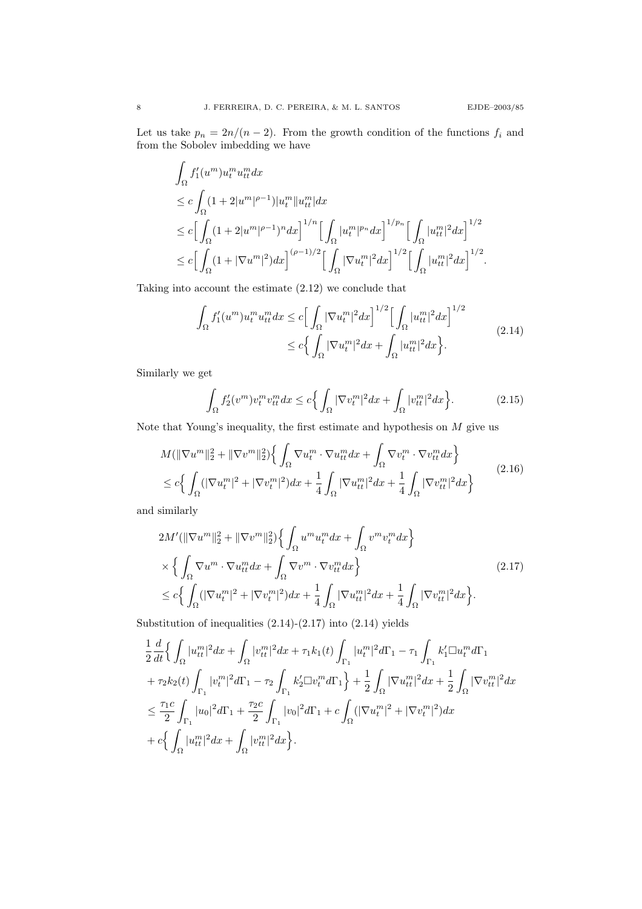Let us take $p_n = 2n/(n-2)$. From the growth condition of the functions $f_i$ and from the Sobolev imbedding we have

$$
\begin{aligned}
&\int_\Omega f_1'(u^m)u_t^m u_{tt}^m dx \\
&\leq c\int_\Omega (1+2|u^m|^{\rho-1})|u_t^m||u_{tt}^m|dx \\
&\leq c\Big[\int_\Omega (1+2|u^m|^{\rho-1})^n dx\Big]^{1/n}\Big[\int_\Omega |u_t^m|^{p_n}dx\Big]^{1/p_n}\Big[\int_\Omega |u_{tt}^m|^2 dx\Big]^{1/2} \\
&\leq c\Big[\int_\Omega (1+|\nabla u^m|^2)dx\Big]^{(\rho-1)/2}\Big[\int_\Omega |\nabla u_t^m|^2 dx\Big]^{1/2}\Big[\int_\Omega |u_{tt}^m|^2 dx\Big]^{1/2}.
\end{aligned}
$$

Taking into account the estimate (2.12) we conclude that

$$
\begin{aligned}
\int_\Omega f_1'(u^m)u_t^m u_{tt}^m dx &\leq c\Big[\int_\Omega |\nabla u_t^m|^2 dx\Big]^{1/2}\Big[\int_\Omega |u_{tt}^m|^2 dx\Big]^{1/2} \\
&\leq c\Big\{\int_\Omega |\nabla u_t^m|^2 dx + \int_\Omega |u_{tt}^m|^2 dx\Big\}.
\end{aligned}
\tag{2.14}
$$

Similarly we get

$$
\int_\Omega f_2'(v^m)v_t^m v_{tt}^m dx \leq c\Big\{\int_\Omega |\nabla v_t^m|^2 dx + \int_\Omega |v_{tt}^m|^2 dx\Big\}. \tag{2.15}
$$

Note that Young's inequality, the first estimate and hypothesis on $M$ give us

$$
\begin{aligned}
&M(\|\nabla u^m\|_2^2 + \|\nabla v^m\|_2^2)\Big\{\int_\Omega \nabla u_t^m\cdot\nabla u_{tt}^m dx + \int_\Omega \nabla v_t^m\cdot\nabla v_{tt}^m dx\Big\} \\
&\leq c\Big\{\int_\Omega (|\nabla u_t^m|^2 + |\nabla v_t^m|^2)dx + \frac{1}{4}\int_\Omega |\nabla u_{tt}^m|^2 dx + \frac{1}{4}\int_\Omega |\nabla v_{tt}^m|^2 dx\Big\}
\end{aligned}
\tag{2.16}
$$

and similarly

$$
\begin{aligned}
&2M'(\|\nabla u^m\|_2^2 + \|\nabla v^m\|_2^2)\Big\{\int_\Omega u^m u_t^m dx + \int_\Omega v^m v_t^m dx\Big\} \\
&\times\Big\{\int_\Omega \nabla u^m\cdot\nabla u_{tt}^m dx + \int_\Omega \nabla v^m\cdot\nabla v_{tt}^m dx\Big\} \\
&\leq c\Big\{\int_\Omega (|\nabla u_t^m|^2 + |\nabla v_t^m|^2)dx + \frac{1}{4}\int_\Omega |\nabla u_{tt}^m|^2 dx + \frac{1}{4}\int_\Omega |\nabla v_{tt}^m|^2 dx\Big\}.
\end{aligned}
\tag{2.17}
$$

Substitution of inequalities (2.14)-(2.17) into (2.14) yields

$$
\begin{aligned}
&\frac{1}{2}\frac{d}{dt}\Big\{\int_\Omega |u_{tt}^m|^2 dx + \int_\Omega |v_{tt}^m|^2 dx + \tau_1 k_1(t)\int_{\Gamma_1} |u_t^m|^2 d\Gamma_1 - \tau_1\int_{\Gamma_1} k_1'\Box u_t^m d\Gamma_1 \\
&+ \tau_2 k_2(t)\int_{\Gamma_1} |v_t^m|^2 d\Gamma_1 - \tau_2\int_{\Gamma_1} k_2'\Box v_t^m d\Gamma_1\Big\} + \frac{1}{2}\int_\Omega |\nabla u_{tt}^m|^2 dx + \frac{1}{2}\int_\Omega |\nabla v_{tt}^m|^2 dx \\
&\leq \frac{\tau_1 c}{2}\int_{\Gamma_1} |u_0|^2 d\Gamma_1 + \frac{\tau_2 c}{2}\int_{\Gamma_1} |v_0|^2 d\Gamma_1 + c\int_\Omega (|\nabla u_t^m|^2 + |\nabla v_t^m|^2)dx \\
&+ c\Big\{\int_\Omega |u_{tt}^m|^2 dx + \int_\Omega |v_{tt}^m|^2 dx\Big\}.
\end{aligned}
$$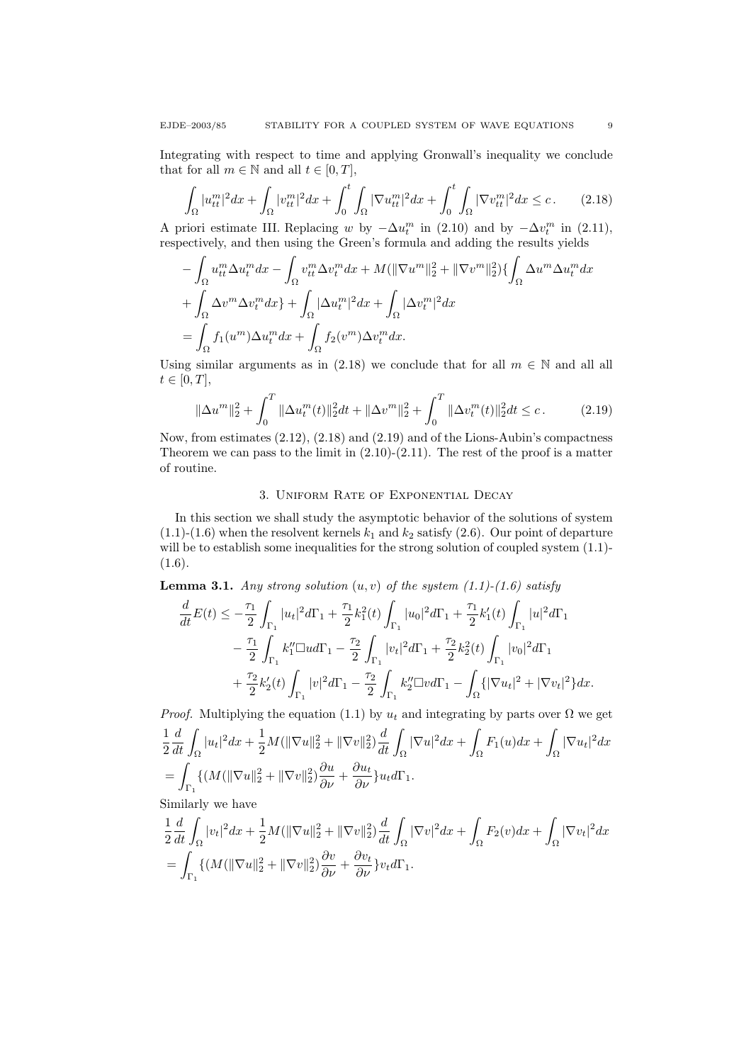Integrating with respect to time and applying Gronwall's inequality we conclude that for all $m \in \mathbb{N}$ and all $t \in [0, T]$,

$$\int_\Omega |u_{tt}^m|^2 dx + \int_\Omega |v_{tt}^m|^2 dx + \int_0^t \int_\Omega |\nabla u_{tt}^m|^2 dx + \int_0^t \int_\Omega |\nabla v_{tt}^m|^2 dx \leq c\,. \tag{2.18}$$

A priori estimate III. Replacing $w$ by $-\Delta u_t^m$ in (2.10) and by $-\Delta v_t^m$ in (2.11), respectively, and then using the Green's formula and adding the results yields

$$\begin{aligned}
&-\int_\Omega u_{tt}^m \Delta u_t^m dx - \int_\Omega v_{tt}^m \Delta v_t^m dx + M(\|\nabla u^m\|_2^2 + \|\nabla v^m\|_2^2)\{\int_\Omega \Delta u^m \Delta u_t^m dx \\
&+ \int_\Omega \Delta v^m \Delta v_t^m dx\} + \int_\Omega |\Delta u_t^m|^2 dx + \int_\Omega |\Delta v_t^m|^2 dx \\
&= \int_\Omega f_1(u^m) \Delta u_t^m dx + \int_\Omega f_2(v^m) \Delta v_t^m dx.
\end{aligned}$$

Using similar arguments as in (2.18) we conclude that for all $m \in \mathbb{N}$ and all all $t \in [0, T]$,

$$\|\Delta u^m\|_2^2 + \int_0^T \|\Delta u_t^m(t)\|_2^2 dt + \|\Delta v^m\|_2^2 + \int_0^T \|\Delta v_t^m(t)\|_2^2 dt \leq c\,. \tag{2.19}$$

Now, from estimates (2.12), (2.18) and (2.19) and of the Lions-Aubin's compactness Theorem we can pass to the limit in (2.10)-(2.11). The rest of the proof is a matter of routine.

## 3. Uniform Rate of Exponential Decay

In this section we shall study the asymptotic behavior of the solutions of system (1.1)-(1.6) when the resolvent kernels $k_1$ and $k_2$ satisfy (2.6). Our point of departure will be to establish some inequalities for the strong solution of coupled system (1.1)-(1.6).

**Lemma 3.1.** *Any strong solution $(u, v)$ of the system (1.1)-(1.6) satisfy*

$$\begin{aligned}
\frac{d}{dt}E(t) \leq& -\frac{\tau_1}{2}\int_{\Gamma_1} |u_t|^2 d\Gamma_1 + \frac{\tau_1}{2}k_1^2(t)\int_{\Gamma_1} |u_0|^2 d\Gamma_1 + \frac{\tau_1}{2}k_1'(t)\int_{\Gamma_1} |u|^2 d\Gamma_1 \\
&- \frac{\tau_1}{2}\int_{\Gamma_1} k_1'' \Box u d\Gamma_1 - \frac{\tau_2}{2}\int_{\Gamma_1} |v_t|^2 d\Gamma_1 + \frac{\tau_2}{2}k_2^2(t)\int_{\Gamma_1} |v_0|^2 d\Gamma_1 \\
&+ \frac{\tau_2}{2}k_2'(t)\int_{\Gamma_1} |v|^2 d\Gamma_1 - \frac{\tau_2}{2}\int_{\Gamma_1} k_2'' \Box v d\Gamma_1 - \int_\Omega \{|\nabla u_t|^2 + |\nabla v_t|^2\} dx.
\end{aligned}$$

*Proof.* Multiplying the equation (1.1) by $u_t$ and integrating by parts over $\Omega$ we get

$$\begin{aligned}
&\frac{1}{2}\frac{d}{dt}\int_\Omega |u_t|^2 dx + \frac{1}{2}M(\|\nabla u\|_2^2 + \|\nabla v\|_2^2)\frac{d}{dt}\int_\Omega |\nabla u|^2 dx + \int_\Omega F_1(u) dx + \int_\Omega |\nabla u_t|^2 dx \\
&= \int_{\Gamma_1} \{(M(\|\nabla u\|_2^2 + \|\nabla v\|_2^2)\frac{\partial u}{\partial \nu} + \frac{\partial u_t}{\partial \nu}\} u_t d\Gamma_1.
\end{aligned}$$

Similarly we have

$$\begin{aligned}
&\frac{1}{2}\frac{d}{dt}\int_\Omega |v_t|^2 dx + \frac{1}{2}M(\|\nabla u\|_2^2 + \|\nabla v\|_2^2)\frac{d}{dt}\int_\Omega |\nabla v|^2 dx + \int_\Omega F_2(v) dx + \int_\Omega |\nabla v_t|^2 dx \\
&= \int_{\Gamma_1} \{(M(\|\nabla u\|_2^2 + \|\nabla v\|_2^2)\frac{\partial v}{\partial \nu} + \frac{\partial v_t}{\partial \nu}\} v_t d\Gamma_1.
\end{aligned}$$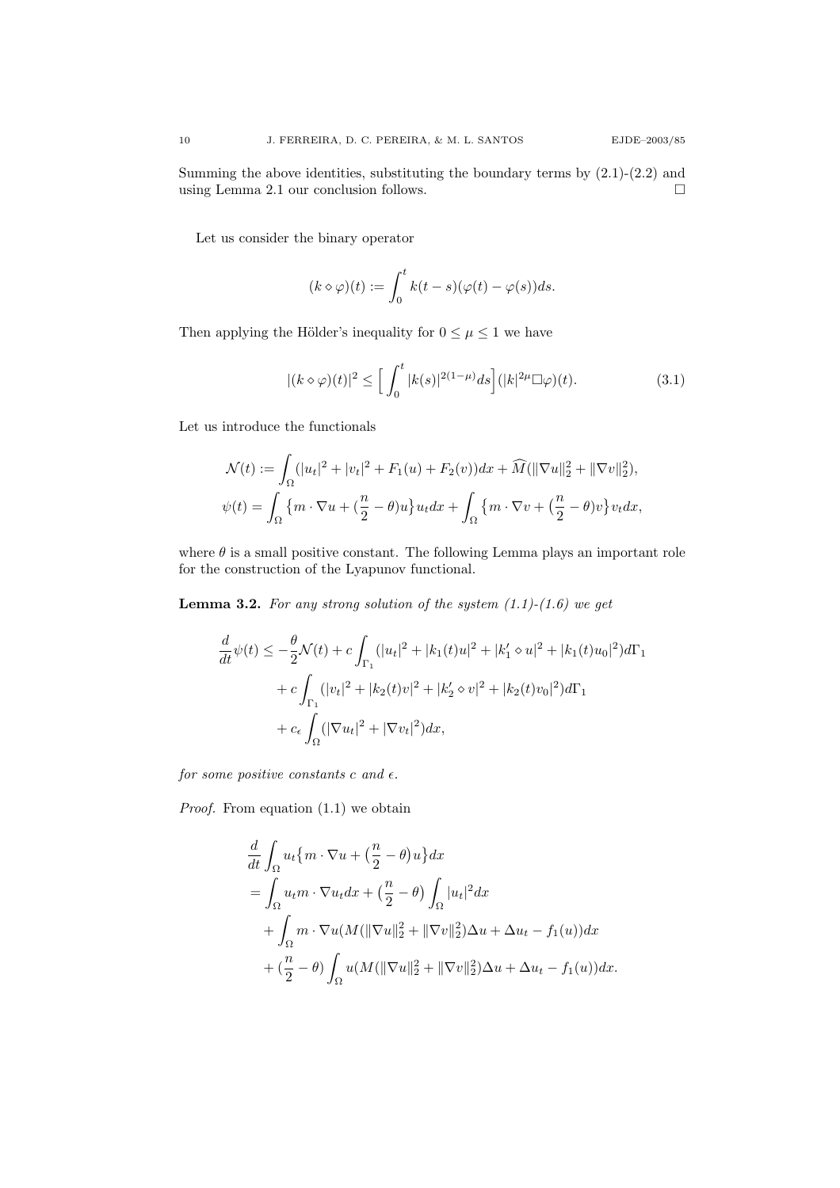Summing the above identities, substituting the boundary terms by (2.1)-(2.2) and using Lemma 2.1 our conclusion follows. $\square$

Let us consider the binary operator

$$(k \diamond \varphi)(t) := \int_0^t k(t-s)(\varphi(t) - \varphi(s))ds.$$

Then applying the Hölder's inequality for $0 \le \mu \le 1$ we have

$$|(k \diamond \varphi)(t)|^2 \le \Big[ \int_0^t |k(s)|^{2(1-\mu)} ds \Big] (|k|^{2\mu} \Box \varphi)(t). \tag{3.1}$$

Let us introduce the functionals

$$\mathcal{N}(t) := \int_\Omega (|u_t|^2 + |v_t|^2 + F_1(u) + F_2(v))dx + \widehat{M}(\|\nabla u\|_2^2 + \|\nabla v\|_2^2),$$

$$\psi(t) = \int_\Omega \big\{ m \cdot \nabla u + (\frac{n}{2} - \theta)u \big\} u_t dx + \int_\Omega \big\{ m \cdot \nabla v + \big(\frac{n}{2} - \theta)v \big\} v_t dx,$$

where $\theta$ is a small positive constant. The following Lemma plays an important role for the construction of the Lyapunov functional.

**Lemma 3.2.** *For any strong solution of the system (1.1)-(1.6) we get*

$$\begin{aligned}
\frac{d}{dt}\psi(t) &\le -\frac{\theta}{2}\mathcal{N}(t) + c\int_{\Gamma_1} (|u_t|^2 + |k_1(t)u|^2 + |k_1' \diamond u|^2 + |k_1(t)u_0|^2) d\Gamma_1 \\
&\quad + c\int_{\Gamma_1} (|v_t|^2 + |k_2(t)v|^2 + |k_2' \diamond v|^2 + |k_2(t)v_0|^2) d\Gamma_1 \\
&\quad + c_\epsilon \int_\Omega (|\nabla u_t|^2 + |\nabla v_t|^2) dx,
\end{aligned}$$

*for some positive constants $c$ and $\epsilon$.*

*Proof.* From equation (1.1) we obtain

$$\begin{aligned}
&\frac{d}{dt}\int_\Omega u_t \big\{ m \cdot \nabla u + \big(\frac{n}{2} - \theta\big)u \big\} dx \\
&= \int_\Omega u_t m \cdot \nabla u_t dx + \big(\frac{n}{2} - \theta\big) \int_\Omega |u_t|^2 dx \\
&\quad + \int_\Omega m \cdot \nabla u (M(\|\nabla u\|_2^2 + \|\nabla v\|_2^2)\Delta u + \Delta u_t - f_1(u)) dx \\
&\quad + (\frac{n}{2} - \theta) \int_\Omega u (M(\|\nabla u\|_2^2 + \|\nabla v\|_2^2)\Delta u + \Delta u_t - f_1(u)) dx.
\end{aligned}$$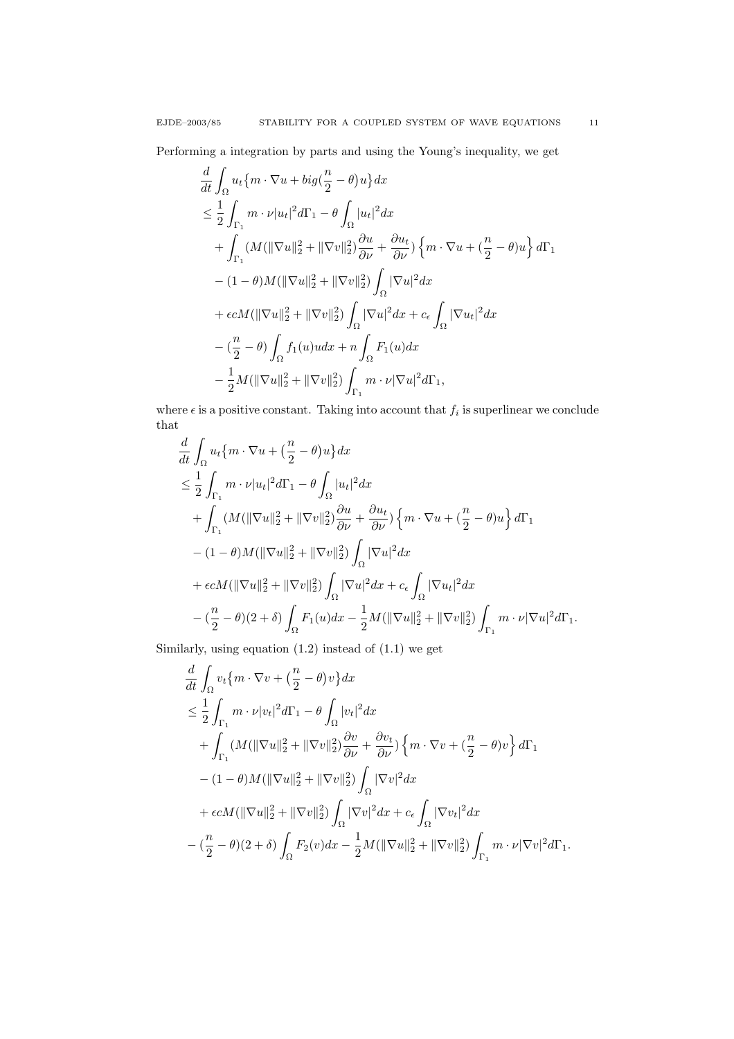Performing a integration by parts and using the Young's inequality, we get

$$
\begin{aligned}
&\frac{d}{dt}\int_\Omega u_t\big\{m\cdot\nabla u + big(\frac{n}{2}-\theta\big)u\big\}dx\\
&\le \frac{1}{2}\int_{\Gamma_1} m\cdot\nu|u_t|^2d\Gamma_1 - \theta\int_\Omega |u_t|^2dx\\
&\quad+\int_{\Gamma_1}(M(\|\nabla u\|_2^2+\|\nabla v\|_2^2)\frac{\partial u}{\partial\nu}+\frac{\partial u_t}{\partial\nu})\Big\{m\cdot\nabla u+(\frac{n}{2}-\theta)u\Big\}d\Gamma_1\\
&\quad-(1-\theta)M(\|\nabla u\|_2^2+\|\nabla v\|_2^2)\int_\Omega|\nabla u|^2dx\\
&\quad+\epsilon cM(\|\nabla u\|_2^2+\|\nabla v\|_2^2)\int_\Omega|\nabla u|^2dx + c_\epsilon\int_\Omega|\nabla u_t|^2dx\\
&\quad-(\frac{n}{2}-\theta)\int_\Omega f_1(u)udx + n\int_\Omega F_1(u)dx\\
&\quad-\frac{1}{2}M(\|\nabla u\|_2^2+\|\nabla v\|_2^2)\int_{\Gamma_1} m\cdot\nu|\nabla u|^2d\Gamma_1,
\end{aligned}
$$

where $\epsilon$ is a positive constant. Taking into account that $f_i$ is superlinear we conclude that

$$
\begin{aligned}
&\frac{d}{dt}\int_\Omega u_t\big\{m\cdot\nabla u + \big(\frac{n}{2}-\theta\big)u\big\}dx\\
&\le \frac{1}{2}\int_{\Gamma_1} m\cdot\nu|u_t|^2d\Gamma_1 - \theta\int_\Omega |u_t|^2dx\\
&\quad+\int_{\Gamma_1}(M(\|\nabla u\|_2^2+\|\nabla v\|_2^2)\frac{\partial u}{\partial\nu}+\frac{\partial u_t}{\partial\nu})\Big\{m\cdot\nabla u+(\frac{n}{2}-\theta)u\Big\}d\Gamma_1\\
&\quad-(1-\theta)M(\|\nabla u\|_2^2+\|\nabla v\|_2^2)\int_\Omega|\nabla u|^2dx\\
&\quad+\epsilon cM(\|\nabla u\|_2^2+\|\nabla v\|_2^2)\int_\Omega|\nabla u|^2dx + c_\epsilon\int_\Omega|\nabla u_t|^2dx\\
&\quad-(\frac{n}{2}-\theta)(2+\delta)\int_\Omega F_1(u)dx - \frac{1}{2}M(\|\nabla u\|_2^2+\|\nabla v\|_2^2)\int_{\Gamma_1} m\cdot\nu|\nabla u|^2d\Gamma_1.
\end{aligned}
$$

Similarly, using equation (1.2) instead of (1.1) we get

$$
\begin{aligned}
&\frac{d}{dt}\int_\Omega v_t\big\{m\cdot\nabla v + \big(\frac{n}{2}-\theta\big)v\big\}dx\\
&\le \frac{1}{2}\int_{\Gamma_1} m\cdot\nu|v_t|^2d\Gamma_1 - \theta\int_\Omega |v_t|^2dx\\
&\quad+\int_{\Gamma_1}(M(\|\nabla u\|_2^2+\|\nabla v\|_2^2)\frac{\partial v}{\partial\nu}+\frac{\partial v_t}{\partial\nu})\Big\{m\cdot\nabla v+(\frac{n}{2}-\theta)v\Big\}d\Gamma_1\\
&\quad-(1-\theta)M(\|\nabla u\|_2^2+\|\nabla v\|_2^2)\int_\Omega|\nabla v|^2dx\\
&\quad+\epsilon cM(\|\nabla u\|_2^2+\|\nabla v\|_2^2)\int_\Omega|\nabla v|^2dx + c_\epsilon\int_\Omega|\nabla v_t|^2dx\\
&-(\frac{n}{2}-\theta)(2+\delta)\int_\Omega F_2(v)dx - \frac{1}{2}M(\|\nabla u\|_2^2+\|\nabla v\|_2^2)\int_{\Gamma_1} m\cdot\nu|\nabla v|^2d\Gamma_1.
\end{aligned}
$$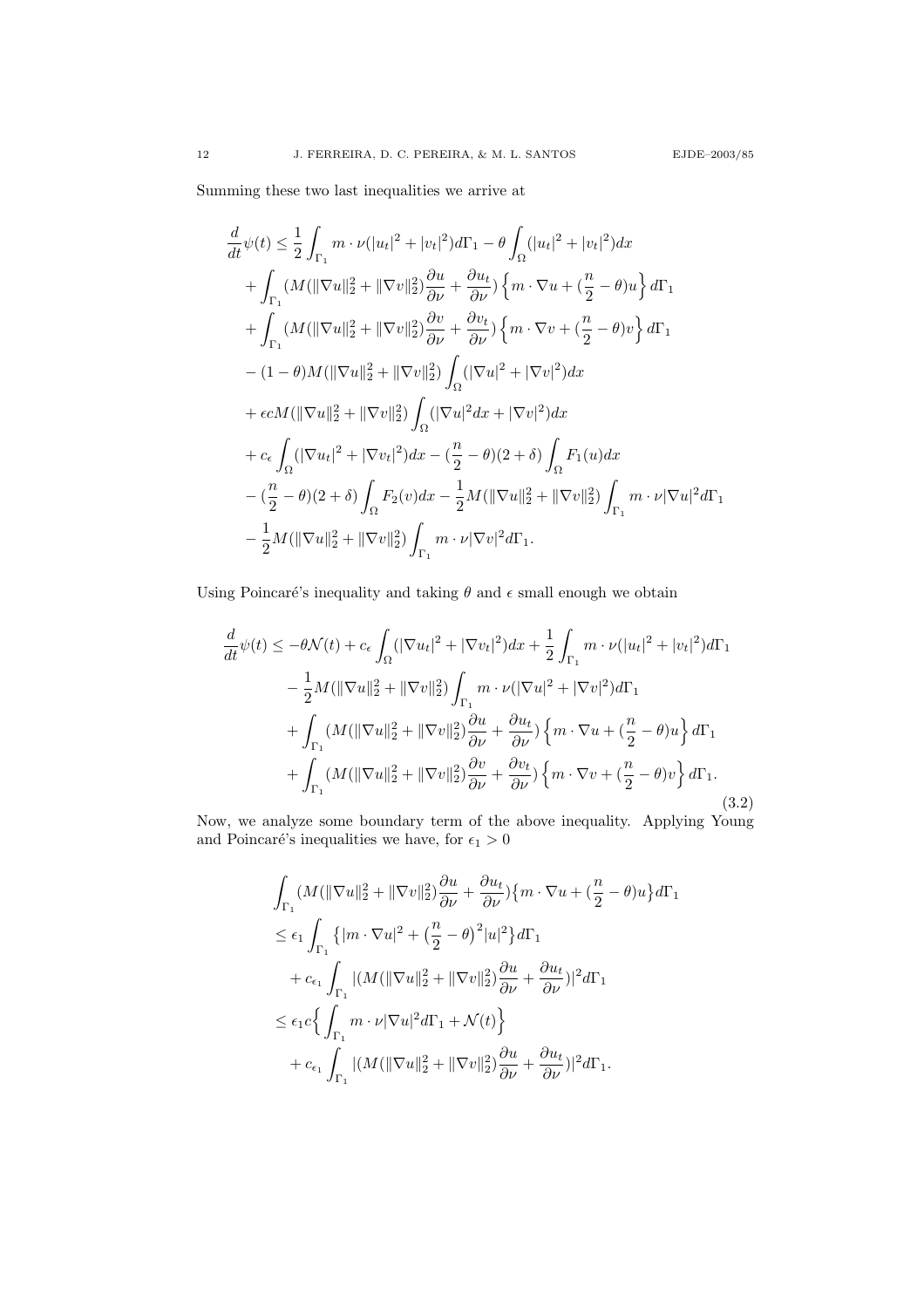Summing these two last inequalities we arrive at

$$
\begin{aligned}
\frac{d}{dt}\psi(t) &\leq \frac{1}{2}\int_{\Gamma_1} m\cdot\nu(|u_t|^2+|v_t|^2)d\Gamma_1 - \theta\int_\Omega(|u_t|^2+|v_t|^2)dx \\
&+ \int_{\Gamma_1}(M(\|\nabla u\|_2^2+\|\nabla v\|_2^2)\frac{\partial u}{\partial\nu}+\frac{\partial u_t}{\partial\nu})\Big\{m\cdot\nabla u+(\frac{n}{2}-\theta)u\Big\}d\Gamma_1 \\
&+ \int_{\Gamma_1}(M(\|\nabla u\|_2^2+\|\nabla v\|_2^2)\frac{\partial v}{\partial\nu}+\frac{\partial v_t}{\partial\nu})\Big\{m\cdot\nabla v+(\frac{n}{2}-\theta)v\Big\}d\Gamma_1 \\
&- (1-\theta)M(\|\nabla u\|_2^2+\|\nabla v\|_2^2)\int_\Omega(|\nabla u|^2+|\nabla v|^2)dx \\
&+ \epsilon c M(\|\nabla u\|_2^2+\|\nabla v\|_2^2)\int_\Omega(|\nabla u|^2dx+|\nabla v|^2)dx \\
&+ c_\epsilon\int_\Omega(|\nabla u_t|^2+|\nabla v_t|^2)dx - (\frac{n}{2}-\theta)(2+\delta)\int_\Omega F_1(u)dx \\
&- (\frac{n}{2}-\theta)(2+\delta)\int_\Omega F_2(v)dx - \frac{1}{2}M(\|\nabla u\|_2^2+\|\nabla v\|_2^2)\int_{\Gamma_1} m\cdot\nu|\nabla u|^2d\Gamma_1 \\
&- \frac{1}{2}M(\|\nabla u\|_2^2+\|\nabla v\|_2^2)\int_{\Gamma_1} m\cdot\nu|\nabla v|^2d\Gamma_1.
\end{aligned}
$$

Using Poincaré's inequality and taking $\theta$ and $\epsilon$ small enough we obtain

$$
\begin{aligned}
\frac{d}{dt}\psi(t) &\leq -\theta\mathcal{N}(t) + c_\epsilon\int_\Omega(|\nabla u_t|^2+|\nabla v_t|^2)dx + \frac{1}{2}\int_{\Gamma_1} m\cdot\nu(|u_t|^2+|v_t|^2)d\Gamma_1 \\
&- \frac{1}{2}M(\|\nabla u\|_2^2+\|\nabla v\|_2^2)\int_{\Gamma_1} m\cdot\nu(|\nabla u|^2+|\nabla v|^2)d\Gamma_1 \\
&+ \int_{\Gamma_1}(M(\|\nabla u\|_2^2+\|\nabla v\|_2^2)\frac{\partial u}{\partial\nu}+\frac{\partial u_t}{\partial\nu})\Big\{m\cdot\nabla u+(\frac{n}{2}-\theta)u\Big\}d\Gamma_1 \\
&+ \int_{\Gamma_1}(M(\|\nabla u\|_2^2+\|\nabla v\|_2^2)\frac{\partial v}{\partial\nu}+\frac{\partial v_t}{\partial\nu})\Big\{m\cdot\nabla v+(\frac{n}{2}-\theta)v\Big\}d\Gamma_1.
\end{aligned} \tag{3.2}
$$

Now, we analyze some boundary term of the above inequality. Applying Young and Poincaré's inequalities we have, for $\epsilon_1 > 0$

$$
\begin{aligned}
&\int_{\Gamma_1}(M(\|\nabla u\|_2^2+\|\nabla v\|_2^2)\frac{\partial u}{\partial\nu}+\frac{\partial u_t}{\partial\nu})\big\{m\cdot\nabla u+(\frac{n}{2}-\theta)u\big\}d\Gamma_1 \\
&\leq \epsilon_1\int_{\Gamma_1}\big\{|m\cdot\nabla u|^2+\big(\frac{n}{2}-\theta\big)^2|u|^2\big\}d\Gamma_1 \\
&\quad + c_{\epsilon_1}\int_{\Gamma_1}|(M(\|\nabla u\|_2^2+\|\nabla v\|_2^2)\frac{\partial u}{\partial\nu}+\frac{\partial u_t}{\partial\nu})|^2d\Gamma_1 \\
&\leq \epsilon_1 c\Big\{\int_{\Gamma_1} m\cdot\nu|\nabla u|^2d\Gamma_1+\mathcal{N}(t)\Big\} \\
&\quad + c_{\epsilon_1}\int_{\Gamma_1}|(M(\|\nabla u\|_2^2+\|\nabla v\|_2^2)\frac{\partial u}{\partial\nu}+\frac{\partial u_t}{\partial\nu})|^2d\Gamma_1.
\end{aligned}
$$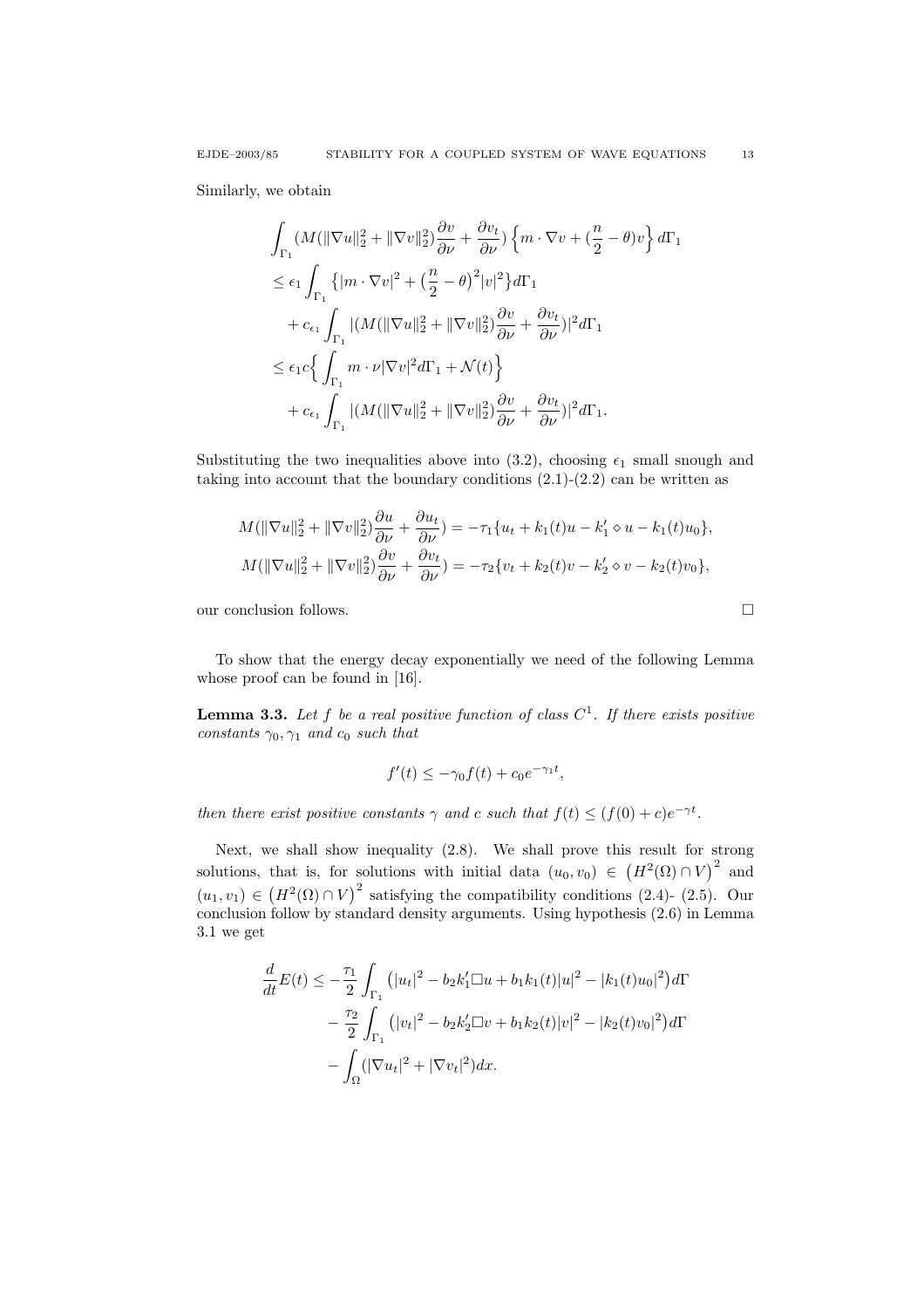Similarly, we obtain

$$
\begin{aligned}
&\int_{\Gamma_1} (M(\|\nabla u\|_2^2 + \|\nabla v\|_2^2)\frac{\partial v}{\partial \nu} + \frac{\partial v_t}{\partial \nu}) \Big\{ m \cdot \nabla v + (\frac{n}{2} - \theta) v \Big\}\, d\Gamma_1 \\
&\le \epsilon_1 \int_{\Gamma_1} \big\{ |m \cdot \nabla v|^2 + \big(\frac{n}{2} - \theta\big)^2 |v|^2 \big\} d\Gamma_1 \\
&\quad + c_{\epsilon_1} \int_{\Gamma_1} |(M(\|\nabla u\|_2^2 + \|\nabla v\|_2^2)\frac{\partial v}{\partial \nu} + \frac{\partial v_t}{\partial \nu})|^2 d\Gamma_1 \\
&\le \epsilon_1 c \Big\{ \int_{\Gamma_1} m \cdot \nu |\nabla v|^2 d\Gamma_1 + \mathcal{N}(t) \Big\} \\
&\quad + c_{\epsilon_1} \int_{\Gamma_1} |(M(\|\nabla u\|_2^2 + \|\nabla v\|_2^2)\frac{\partial v}{\partial \nu} + \frac{\partial v_t}{\partial \nu})|^2 d\Gamma_1 .
\end{aligned}
$$

Substituting the two inequalities above into (3.2), choosing $\epsilon_1$ small snough and taking into account that the boundary conditions (2.1)-(2.2) can be written as

$$
\begin{aligned}
M(\|\nabla u\|_2^2 + \|\nabla v\|_2^2 \frac{\partial u}{\partial \nu} + \frac{\partial u_t}{\partial \nu}) &= -\tau_1 \{ u_t + k_1(t) u - k_1' \diamond u - k_1(t) u_0 \}, \\
M(\|\nabla u\|_2^2 + \|\nabla v\|_2^2 \frac{\partial v}{\partial \nu} + \frac{\partial v_t}{\partial \nu}) &= -\tau_2 \{ v_t + k_2(t) v - k_2' \diamond v - k_2(t) v_0 \},
\end{aligned}
$$

our conclusion follows. □

To show that the energy decay exponentially we need of the following Lemma whose proof can be found in [16].

**Lemma 3.3.** *Let $f$ be a real positive function of class $C^1$. If there exists positive constants $\gamma_0, \gamma_1$ and $c_0$ such that*

$$
f'(t) \le -\gamma_0 f(t) + c_0 e^{-\gamma_1 t},
$$

*then there exist positive constants $\gamma$ and $c$ such that $f(t) \le (f(0) + c) e^{-\gamma t}$.*

Next, we shall show inequality (2.8). We shall prove this result for strong solutions, that is, for solutions with initial data $(u_0, v_0) \in \big(H^2(\Omega) \cap V\big)^2$ and $(u_1, v_1) \in \big(H^2(\Omega) \cap V\big)^2$ satisfying the compatibility conditions (2.4)- (2.5). Our conclusion follow by standard density arguments. Using hypothesis (2.6) in Lemma 3.1 we get

$$
\begin{aligned}
\frac{d}{dt} E(t) \le &-\frac{\tau_1}{2} \int_{\Gamma_1} \big( |u_t|^2 - b_2 k_1' \Box u + b_1 k_1(t) |u|^2 - |k_1(t) u_0|^2 \big) d\Gamma \\
&- \frac{\tau_2}{2} \int_{\Gamma_1} \big( |v_t|^2 - b_2 k_2' \Box v + b_1 k_2(t) |v|^2 - |k_2(t) v_0|^2 \big) d\Gamma \\
&- \int_{\Omega} (|\nabla u_t|^2 + |\nabla v_t|^2) dx.
\end{aligned}
$$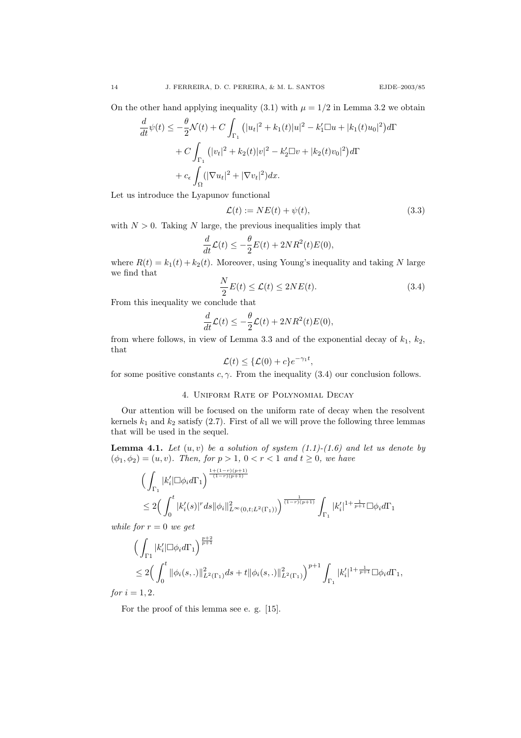On the other hand applying inequality (3.1) with $\mu = 1/2$ in Lemma 3.2 we obtain

$$
\begin{aligned}
\frac{d}{dt}\psi(t) \leq & -\frac{\theta}{2}\mathcal{N}(t) + C\int_{\Gamma_1}\big(|u_t|^2 + k_1(t)|u|^2 - k_1'\Box u + |k_1(t)u_0|^2\big)d\Gamma \\
& + C\int_{\Gamma_1}\big(|v_t|^2 + k_2(t)|v|^2 - k_2'\Box v + |k_2(t)v_0|^2\big)d\Gamma \\
& + c_\epsilon\int_\Omega(|\nabla u_t|^2 + |\nabla v_t|^2)dx.
\end{aligned}
$$

Let us introduce the Lyapunov functional

$$
\mathcal{L}(t) := NE(t) + \psi(t), \tag{3.3}
$$

with $N > 0$. Taking $N$ large, the previous inequalities imply that

$$
\frac{d}{dt}\mathcal{L}(t) \leq -\frac{\theta}{2}E(t) + 2NR^2(t)E(0),
$$

where $R(t) = k_1(t) + k_2(t)$. Moreover, using Young's inequality and taking $N$ large we find that

$$
\frac{N}{2}E(t) \leq \mathcal{L}(t) \leq 2NE(t). \tag{3.4}
$$

From this inequality we conclude that

$$
\frac{d}{dt}\mathcal{L}(t) \leq -\frac{\theta}{2}\mathcal{L}(t) + 2NR^2(t)E(0),
$$

from where follows, in view of Lemma 3.3 and of the exponential decay of $k_1$, $k_2$, that

$$
\mathcal{L}(t) \leq \{\mathcal{L}(0) + c\}e^{-\gamma_1 t},
$$

for some positive constants $c, \gamma$. From the inequality (3.4) our conclusion follows.

## 4. Uniform Rate of Polynomial Decay

Our attention will be focused on the uniform rate of decay when the resolvent kernels $k_1$ and $k_2$ satisfy (2.7). First of all we will prove the following three lemmas that will be used in the sequel.

**Lemma 4.1.** *Let $(u, v)$ be a solution of system (1.1)-(1.6) and let us denote by $(\phi_1, \phi_2) = (u, v)$. Then, for $p > 1$, $0 < r < 1$ and $t \geq 0$, we have*

$$
\begin{aligned}
&\Big(\int_{\Gamma_1}|k_i'|\Box\phi_i d\Gamma_1\Big)^{\frac{1+(1-r)(p+1)}{(1-r)(p+1)}} \\
&\leq 2\Big(\int_0^t|k_i'(s)|^r ds\|\phi_i\|^2_{L^\infty(0,t;L^2(\Gamma_1))}\Big)^{\frac{1}{(1-r)(p+1)}}\int_{\Gamma_1}|k_i'|^{1+\frac{1}{p+1}}\Box\phi_i d\Gamma_1
\end{aligned}
$$

*while for $r = 0$ we get*

$$
\begin{aligned}
&\Big(\int_{\Gamma 1}|k_i'|\Box\phi_i d\Gamma_1\Big)^{\frac{p+2}{p+1}} \\
&\leq 2\Big(\int_0^t\|\phi_i(s,.)\|^2_{L^2(\Gamma_1)}ds + t\|\phi_i(s,.)\|^2_{L^2(\Gamma_1)}\Big)^{p+1}\int_{\Gamma_1}|k_i'|^{1+\frac{1}{p+1}}\Box\phi_i d\Gamma_1,
\end{aligned}
$$

*for $i = 1, 2$.*

For the proof of this lemma see e. g. [15].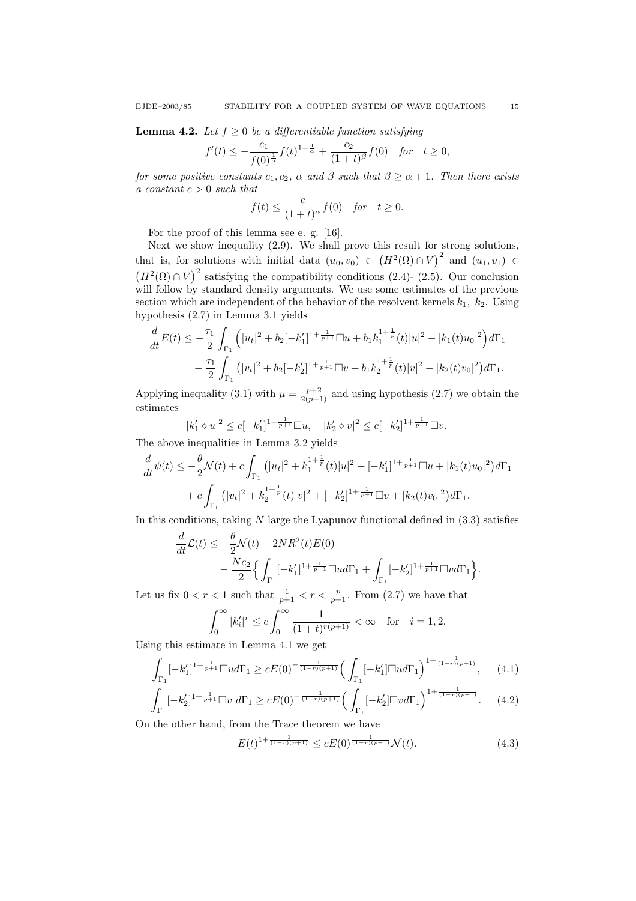**Lemma 4.2.** *Let $f \geq 0$ be a differentiable function satisfying*

$$f'(t) \leq -\frac{c_1}{f(0)^{\frac{1}{\alpha}}} f(t)^{1+\frac{1}{\alpha}} + \frac{c_2}{(1+t)^{\beta}} f(0) \quad \text{for} \quad t \geq 0,$$

*for some positive constants $c_1, c_2$, $\alpha$ and $\beta$ such that $\beta \geq \alpha + 1$. Then there exists a constant $c > 0$ such that*

$$f(t) \leq \frac{c}{(1+t)^{\alpha}} f(0) \quad \text{for} \quad t \geq 0.$$

For the proof of this lemma see e. g. [16].

Next we show inequality (2.9). We shall prove this result for strong solutions, that is, for solutions with initial data $(u_0, v_0) \in \big(H^2(\Omega) \cap V\big)^2$ and $(u_1, v_1) \in \big(H^2(\Omega) \cap V\big)^2$ satisfying the compatibility conditions (2.4)- (2.5). Our conclusion will follow by standard density arguments. We use some estimates of the previous section which are independent of the behavior of the resolvent kernels $k_1$, $k_2$. Using hypothesis (2.7) in Lemma 3.1 yields

$$\begin{aligned}
\frac{d}{dt}E(t) \leq &-\frac{\tau_1}{2}\int_{\Gamma_1}\Big(|u_t|^2 + b_2[-k_1']^{1+\frac{1}{p+1}}\Box u + b_1 k_1^{1+\frac{1}{p}}(t)|u|^2 - |k_1(t)u_0|^2\Big)d\Gamma_1 \\
&-\frac{\tau_1}{2}\int_{\Gamma_1}\big(|v_t|^2 + b_2[-k_2']^{1+\frac{1}{p+1}}\Box v + b_1 k_2^{1+\frac{1}{p}}(t)|v|^2 - |k_2(t)v_0|^2\big)d\Gamma_1.
\end{aligned}$$

Applying inequality (3.1) with $\mu = \frac{p+2}{2(p+1)}$ and using hypothesis (2.7) we obtain the estimates

$$|k_1' \diamond u|^2 \leq c[-k_1']^{1+\frac{1}{p+1}}\Box u, \quad |k_2' \diamond v|^2 \leq c[-k_2']^{1+\frac{1}{p+1}}\Box v.$$

The above inequalities in Lemma 3.2 yields

$$\begin{aligned}
\frac{d}{dt}\psi(t) \leq &-\frac{\theta}{2}\mathcal{N}(t) + c\int_{\Gamma_1}\big(|u_t|^2 + k_1^{1+\frac{1}{p}}(t)|u|^2 + [-k_1']^{1+\frac{1}{p+1}}\Box u + |k_1(t)u_0|^2\big)d\Gamma_1 \\
&+ c\int_{\Gamma_1}\big(|v_t|^2 + k_2^{1+\frac{1}{p}}(t)|v|^2 + [-k_2']^{1+\frac{1}{p+1}}\Box v + |k_2(t)v_0|^2\big)d\Gamma_1.
\end{aligned}$$

In this conditions, taking $N$ large the Lyapunov functional defined in (3.3) satisfies

$$\begin{aligned}
\frac{d}{dt}\mathcal{L}(t) \leq &-\frac{\theta}{2}\mathcal{N}(t) + 2NR^2(t)E(0) \\
&- \frac{Nc_2}{2}\Big\{\int_{\Gamma_1}[-k_1']^{1+\frac{1}{p+1}}\Box u d\Gamma_1 + \int_{\Gamma_1}[-k_2']^{1+\frac{1}{p+1}}\Box v d\Gamma_1\Big\}.
\end{aligned}$$

Let us fix $0 < r < 1$ such that $\frac{1}{p+1} < r < \frac{p}{p+1}$. From (2.7) we have that

$$\int_0^\infty |k_i'|^r \leq c\int_0^\infty \frac{1}{(1+t)^{r(p+1)}} < \infty \quad \text{for} \quad i = 1, 2.$$

Using this estimate in Lemma 4.1 we get

$$\int_{\Gamma_1}[-k_1']^{1+\frac{1}{p+1}}\Box u d\Gamma_1 \geq cE(0)^{-\frac{1}{(1-r)(p+1)}}\Big(\int_{\Gamma_1}[-k_1']\Box u d\Gamma_1\Big)^{1+\frac{1}{(1-r)(p+1)}}, \tag{4.1}$$

$$\int_{\Gamma_1}[-k_2']^{1+\frac{1}{p+1}}\Box v \; d\Gamma_1 \geq cE(0)^{-\frac{1}{(1-r)(p+1)}}\Big(\int_{\Gamma_1}[-k_2']\Box v d\Gamma_1\Big)^{1+\frac{1}{(1-r)(p+1)}}. \tag{4.2}$$

On the other hand, from the Trace theorem we have

$$E(t)^{1+\frac{1}{(1-r)(p+1)}} \leq cE(0)^{\frac{1}{(1-r)(p+1)}}\mathcal{N}(t). \tag{4.3}$$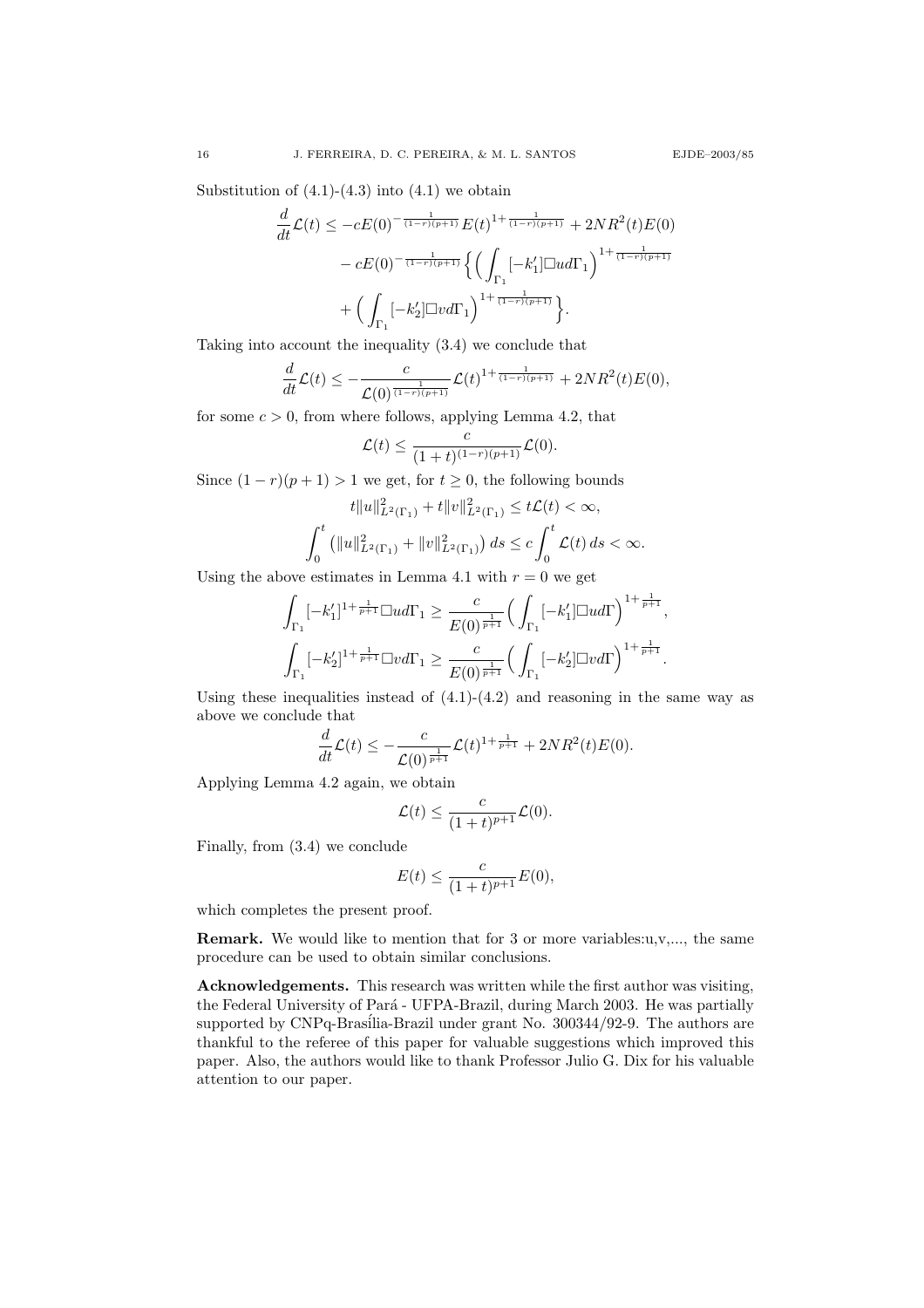Substitution of (4.1)-(4.3) into (4.1) we obtain

$$\begin{aligned}
\frac{d}{dt}\mathcal{L}(t) &\le -cE(0)^{-\frac{1}{(1-r)(p+1)}}E(t)^{1+\frac{1}{(1-r)(p+1)}} + 2NR^2(t)E(0) \\
&\quad - cE(0)^{-\frac{1}{(1-r)(p+1)}}\Big\{\Big(\int_{\Gamma_1}[-k_1']\Box u d\Gamma_1\Big)^{1+\frac{1}{(1-r)(p+1)}} \\
&\quad + \Big(\int_{\Gamma_1}[-k_2']\Box v d\Gamma_1\Big)^{1+\frac{1}{(1-r)(p+1)}}\Big\}.
\end{aligned}$$

Taking into account the inequality (3.4) we conclude that

$$\frac{d}{dt}\mathcal{L}(t) \le -\frac{c}{\mathcal{L}(0)^{\frac{1}{(1-r)(p+1)}}}\mathcal{L}(t)^{1+\frac{1}{(1-r)(p+1)}} + 2NR^2(t)E(0),$$

for some $c > 0$, from where follows, applying Lemma 4.2, that

$$\mathcal{L}(t) \le \frac{c}{(1+t)^{(1-r)(p+1)}}\mathcal{L}(0).$$

Since $(1-r)(p+1) > 1$ we get, for $t \ge 0$, the following bounds

$$t\|u\|^2_{L^2(\Gamma_1)} + t\|v\|^2_{L^2(\Gamma_1)} \le t\mathcal{L}(t) < \infty,$$

$$\int_0^t \big(\|u\|^2_{L^2(\Gamma_1)} + \|v\|^2_{L^2(\Gamma_1)}\big)\,ds \le c\int_0^t \mathcal{L}(t)\,ds < \infty.$$

Using the above estimates in Lemma 4.1 with $r = 0$ we get

$$\int_{\Gamma_1}[-k_1']^{1+\frac{1}{p+1}}\Box u d\Gamma_1 \ge \frac{c}{E(0)^{\frac{1}{p+1}}}\Big(\int_{\Gamma_1}[-k_1']\Box u d\Gamma\Big)^{1+\frac{1}{p+1}},$$

$$\int_{\Gamma_1}[-k_2']^{1+\frac{1}{p+1}}\Box v d\Gamma_1 \ge \frac{c}{E(0)^{\frac{1}{p+1}}}\Big(\int_{\Gamma_1}[-k_2']\Box v d\Gamma\Big)^{1+\frac{1}{p+1}}.$$

Using these inequalities instead of (4.1)-(4.2) and reasoning in the same way as above we conclude that

$$\frac{d}{dt}\mathcal{L}(t) \le -\frac{c}{\mathcal{L}(0)^{\frac{1}{p+1}}}\mathcal{L}(t)^{1+\frac{1}{p+1}} + 2NR^2(t)E(0).$$

Applying Lemma 4.2 again, we obtain

$$\mathcal{L}(t) \le \frac{c}{(1+t)^{p+1}}\mathcal{L}(0).$$

Finally, from (3.4) we conclude

$$E(t) \le \frac{c}{(1+t)^{p+1}}E(0),$$

which completes the present proof.

**Remark.** We would like to mention that for 3 or more variables:u,v,..., the same procedure can be used to obtain similar conclusions.

**Acknowledgements.** This research was written while the first author was visiting, the Federal University of Pará - UFPA-Brazil, during March 2003. He was partially supported by CNPq-Brasília-Brazil under grant No. 300344/92-9. The authors are thankful to the referee of this paper for valuable suggestions which improved this paper. Also, the authors would like to thank Professor Julio G. Dix for his valuable attention to our paper.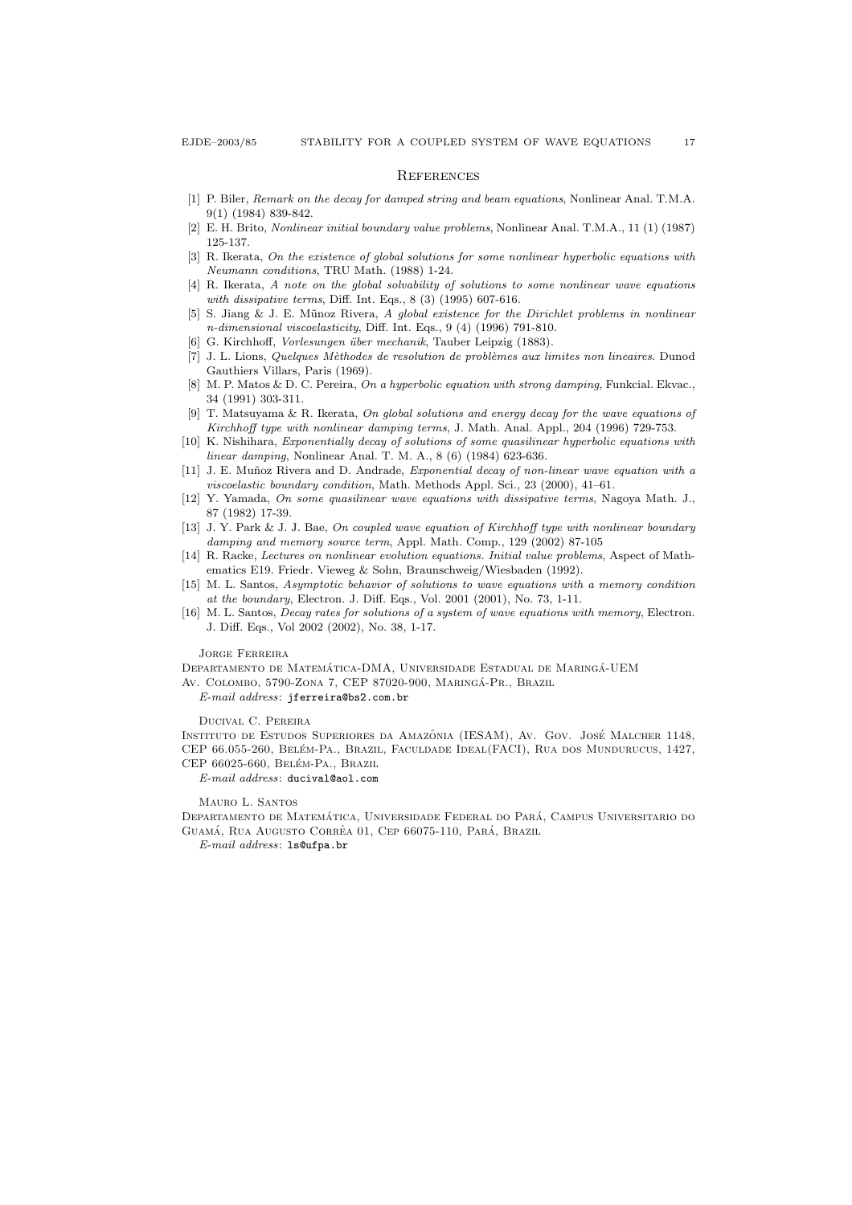## References

[1] P. Biler, *Remark on the decay for damped string and beam equations*, Nonlinear Anal. T.M.A. 9(1) (1984) 839-842.

[2] E. H. Brito, *Nonlinear initial boundary value problems*, Nonlinear Anal. T.M.A., 11 (1) (1987) 125-137.

[3] R. Ikerata, *On the existence of global solutions for some nonlinear hyperbolic equations with Neumann conditions*, TRU Math. (1988) 1-24.

[4] R. Ikerata, *A note on the global solvability of solutions to some nonlinear wave equations with dissipative terms*, Diff. Int. Eqs., 8 (3) (1995) 607-616.

[5] S. Jiang & J. E. Mũnoz Rivera, *A global existence for the Dirichlet problems in nonlinear n-dimensional viscoelasticity*, Diff. Int. Eqs., 9 (4) (1996) 791-810.

[6] G. Kirchhoff, *Vorlesungen über mechanik*, Tauber Leipzig (1883).

[7] J. L. Lions, *Quelques Mèthodes de resolution de problèmes aux limites non lineaires.* Dunod Gauthiers Villars, Paris (1969).

[8] M. P. Matos & D. C. Pereira, *On a hyperbolic equation with strong damping*, Funkcial. Ekvac., 34 (1991) 303-311.

[9] T. Matsuyama & R. Ikerata, *On global solutions and energy decay for the wave equations of Kirchhoff type with nonlinear damping terms*, J. Math. Anal. Appl., 204 (1996) 729-753.

[10] K. Nishihara, *Exponentially decay of solutions of some quasilinear hyperbolic equations with linear damping*, Nonlinear Anal. T. M. A., 8 (6) (1984) 623-636.

[11] J. E. Muñoz Rivera and D. Andrade, *Exponential decay of non-linear wave equation with a viscoelastic boundary condition*, Math. Methods Appl. Sci., 23 (2000), 41–61.

[12] Y. Yamada, *On some quasilinear wave equations with dissipative terms*, Nagoya Math. J., 87 (1982) 17-39.

[13] J. Y. Park & J. J. Bae, *On coupled wave equation of Kirchhoff type with nonlinear boundary damping and memory source term*, Appl. Math. Comp., 129 (2002) 87-105

[14] R. Racke, *Lectures on nonlinear evolution equations. Initial value problems*, Aspect of Mathematics E19. Friedr. Vieweg & Sohn, Braunschweig/Wiesbaden (1992).

[15] M. L. Santos, *Asymptotic behavior of solutions to wave equations with a memory condition at the boundary*, Electron. J. Diff. Eqs., Vol. 2001 (2001), No. 73, 1-11.

[16] M. L. Santos, *Decay rates for solutions of a system of wave equations with memory*, Electron. J. Diff. Eqs., Vol 2002 (2002), No. 38, 1-17.

Jorge Ferreira

Departamento de Matemática-DMA, Universidade Estadual de Maringá-UEM
Av. Colombo, 5790-Zona 7, CEP 87020-900, Maringá-Pr., Brazil

*E-mail address*: jferreira@bs2.com.br

Ducival C. Pereira

Instituto de Estudos Superiores da Amazônia (IESAM), Av. Gov. José Malcher 1148, CEP 66.055-260, Belém-Pa., Brazil, Faculdade Ideal(FACI), Rua dos Mundurucus, 1427, CEP 66025-660, Belém-Pa., Brazil

*E-mail address*: ducival@aol.com

Mauro L. Santos

Departamento de Matemática, Universidade Federal do Pará, Campus Universitario do Guamá, Rua Augusto Corrêa 01, Cep 66075-110, Pará, Brazil

*E-mail address*: ls@ufpa.br